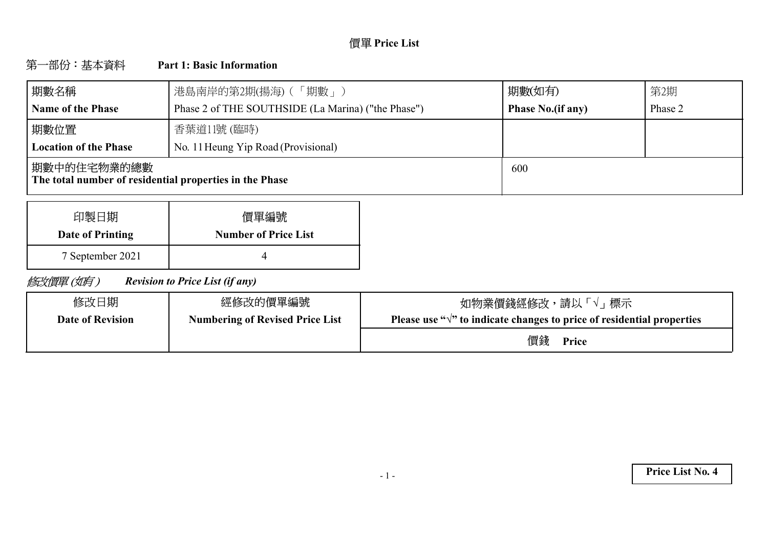# 價單 Price List

## 第一部份：基本資料　　Part 1: Basic Information

| 期數名稱<br>**Name of the Phase** | 港島南岸的第2期(揚海)（「期數」）<br>Phase 2 of THE SOUTHSIDE (La Marina) ("the Phase") | 期數(如有)<br>**Phase No.(if any)** | 第2期<br>Phase 2 |
|---|---|---|---|
| 期數位置<br>**Location of the Phase** | 香葉道11號 (臨時)<br>No. 11 Heung Yip Road (Provisional) | | |
| 期數中的住宅物業的總數<br>**The total number of residential properties in the Phase** | | 600 | |

| 印製日期<br>**Date of Printing** | 價單編號<br>**Number of Price List** |
|---|---|
| 7 September 2021 | 4 |

*修改價單 (如有)*　　***Revision to Price List (if any)***

| 修改日期<br>**Date of Revision** | 經修改的價單編號<br>**Numbering of Revised Price List** | 如物業價錢經修改，請以「√」標示<br>**Please use "√" to indicate changes to price of residential properties** |
|---|---|---|
| | | 價錢　**Price** |

**Price List No. 4**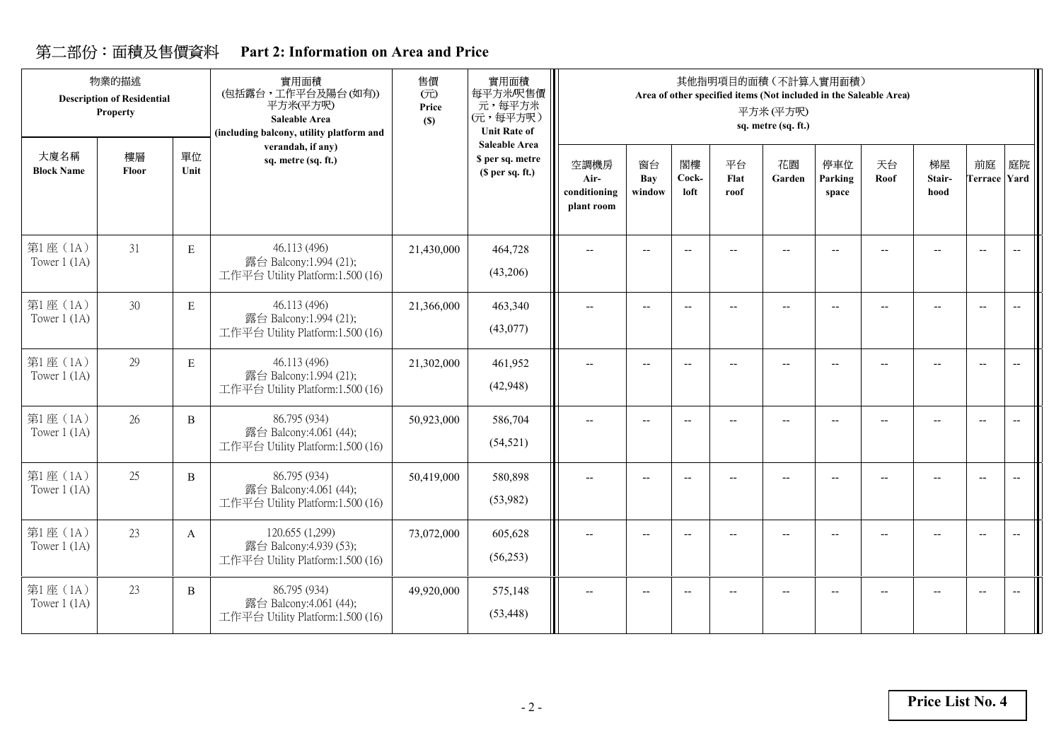## 第二部份：面積及售價資料 Part 2: Information on Area and Price

| 物業的描述 Description of Residential Property | | | 實用面積 (包括露台，工作平台及陽台(如有)) 平方米(平方呎) Saleable Area (including balcony, utility platform and verandah, if any) sq. metre (sq. ft.) | 售價 (元) Price ($) | 實用面積每平方米/呎售價 元，每平方米 (元，每平方呎) Unit Rate of Saleable Area $ per sq. metre ($ per sq. ft.) | 其他指明項目的面積（不計算入實用面積） Area of other specified items (Not included in the Saleable Area) 平方米 (平方呎) sq. metre (sq. ft.) | | | | | | | | | |
|---|---|---|---|---|---|---|---|---|---|---|---|---|---|---|---|
| 大廈名稱 Block Name | 樓層 Floor | 單位 Unit | | | | 空調機房 Air-conditioning plant room | 窗台 Bay window | 閣樓 Cock-loft | 平台 Flat roof | 花園 Garden | 停車位 Parking space | 天台 Roof | 梯屋 Stair-hood | 前庭 Terrace | 庭院 Yard |
| 第1座（1A） Tower 1 (1A) | 31 | E | 46.113 (496) 露台 Balcony:1.994 (21); 工作平台 Utility Platform:1.500 (16) | 21,430,000 | 464,728 (43,206) | -- | -- | -- | -- | -- | -- | -- | -- | -- | -- |
| 第1座（1A） Tower 1 (1A) | 30 | E | 46.113 (496) 露台 Balcony:1.994 (21); 工作平台 Utility Platform:1.500 (16) | 21,366,000 | 463,340 (43,077) | -- | -- | -- | -- | -- | -- | -- | -- | -- | -- |
| 第1座（1A） Tower 1 (1A) | 29 | E | 46.113 (496) 露台 Balcony:1.994 (21); 工作平台 Utility Platform:1.500 (16) | 21,302,000 | 461,952 (42,948) | -- | -- | -- | -- | -- | -- | -- | -- | -- | -- |
| 第1座（1A） Tower 1 (1A) | 26 | B | 86.795 (934) 露台 Balcony:4.061 (44); 工作平台 Utility Platform:1.500 (16) | 50,923,000 | 586,704 (54,521) | -- | -- | -- | -- | -- | -- | -- | -- | -- | -- |
| 第1座（1A） Tower 1 (1A) | 25 | B | 86.795 (934) 露台 Balcony:4.061 (44); 工作平台 Utility Platform:1.500 (16) | 50,419,000 | 580,898 (53,982) | -- | -- | -- | -- | -- | -- | -- | -- | -- | -- |
| 第1座（1A） Tower 1 (1A) | 23 | A | 120.655 (1,299) 露台 Balcony:4.939 (53); 工作平台 Utility Platform:1.500 (16) | 73,072,000 | 605,628 (56,253) | -- | -- | -- | -- | -- | -- | -- | -- | -- | -- |
| 第1座（1A） Tower 1 (1A) | 23 | B | 86.795 (934) 露台 Balcony:4.061 (44); 工作平台 Utility Platform:1.500 (16) | 49,920,000 | 575,148 (53,448) | -- | -- | -- | -- | -- | -- | -- | -- | -- | -- |

**Price List No. 4**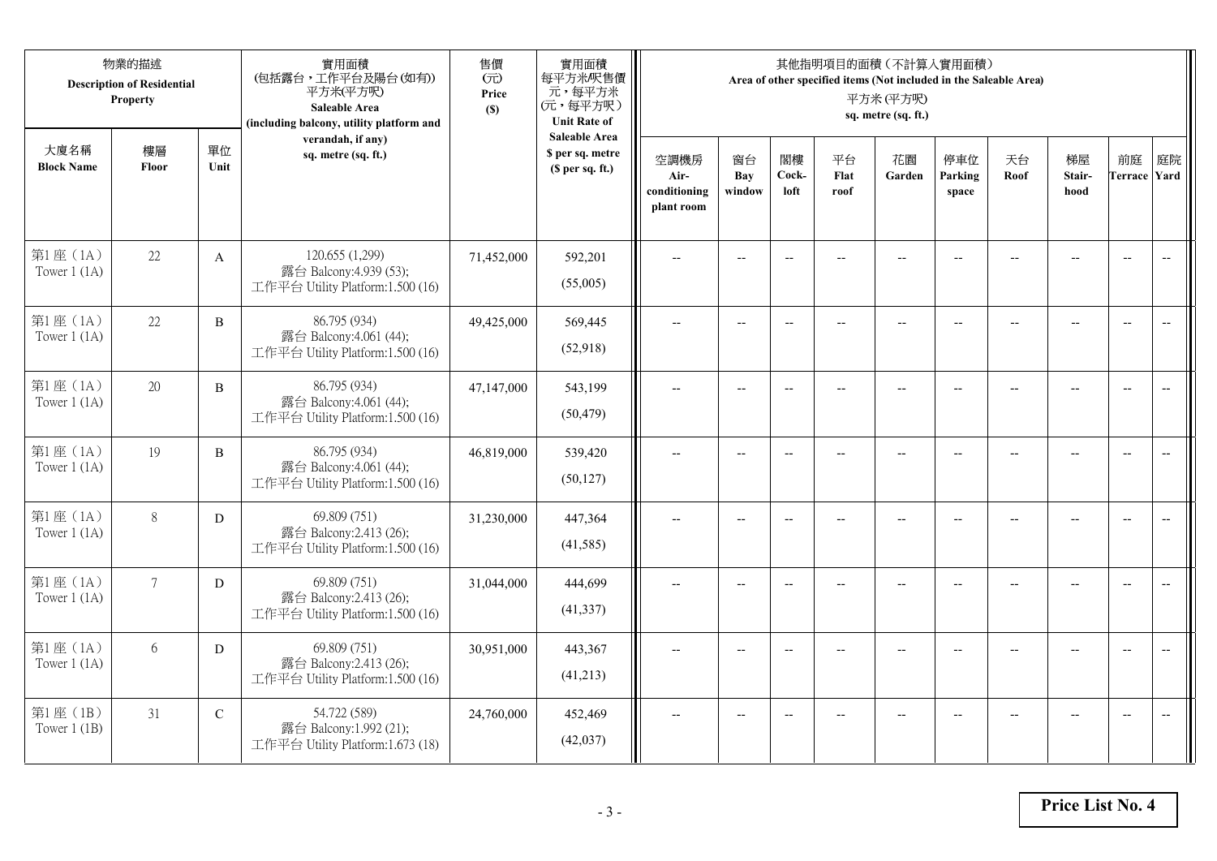| 物業的描述 Description of Residential Property | | | 實用面積 (包括露台，工作平台及陽台(如有)) 平方米(平方呎) Saleable Area (including balcony, utility platform and verandah, if any) sq. metre (sq. ft.) | 售價 (元) Price ($) | 實用面積 每平方米/呎售價 元，每平方米 (元，每平方呎) Unit Rate of Saleable Area $ per sq. metre ($ per sq. ft.) | 其他指明項目的面積（不計算入實用面積） Area of other specified items (Not included in the Saleable Area) 平方米 (平方呎) sq. metre (sq. ft.) | | | | | | | | | |
|---|---|---|---|---|---|---|---|---|---|---|---|---|---|---|---|
| 大廈名稱 Block Name | 樓層 Floor | 單位 Unit | | | | 空調機房 Air-conditioning plant room | 窗台 Bay window | 閣樓 Cock-loft | 平台 Flat roof | 花園 Garden | 停車位 Parking space | 天台 Roof | 梯屋 Stair-hood | 前庭 Terrace | 庭院 Yard |
| 第1座（1A） Tower 1 (1A) | 22 | A | 120.655 (1,299) 露台 Balcony:4.939 (53); 工作平台 Utility Platform:1.500 (16) | 71,452,000 | 592,201 (55,005) | -- | -- | -- | -- | -- | -- | -- | -- | -- | -- |
| 第1座（1A） Tower 1 (1A) | 22 | B | 86.795 (934) 露台 Balcony:4.061 (44); 工作平台 Utility Platform:1.500 (16) | 49,425,000 | 569,445 (52,918) | -- | -- | -- | -- | -- | -- | -- | -- | -- | -- |
| 第1座（1A） Tower 1 (1A) | 20 | B | 86.795 (934) 露台 Balcony:4.061 (44); 工作平台 Utility Platform:1.500 (16) | 47,147,000 | 543,199 (50,479) | -- | -- | -- | -- | -- | -- | -- | -- | -- | -- |
| 第1座（1A） Tower 1 (1A) | 19 | B | 86.795 (934) 露台 Balcony:4.061 (44); 工作平台 Utility Platform:1.500 (16) | 46,819,000 | 539,420 (50,127) | -- | -- | -- | -- | -- | -- | -- | -- | -- | -- |
| 第1座（1A） Tower 1 (1A) | 8 | D | 69.809 (751) 露台 Balcony:2.413 (26); 工作平台 Utility Platform:1.500 (16) | 31,230,000 | 447,364 (41,585) | -- | -- | -- | -- | -- | -- | -- | -- | -- | -- |
| 第1座（1A） Tower 1 (1A) | 7 | D | 69.809 (751) 露台 Balcony:2.413 (26); 工作平台 Utility Platform:1.500 (16) | 31,044,000 | 444,699 (41,337) | -- | -- | -- | -- | -- | -- | -- | -- | -- | -- |
| 第1座（1A） Tower 1 (1A) | 6 | D | 69.809 (751) 露台 Balcony:2.413 (26); 工作平台 Utility Platform:1.500 (16) | 30,951,000 | 443,367 (41,213) | -- | -- | -- | -- | -- | -- | -- | -- | -- | -- |
| 第1座（1B） Tower 1 (1B) | 31 | C | 54.722 (589) 露台 Balcony:1.992 (21); 工作平台 Utility Platform:1.673 (18) | 24,760,000 | 452,469 (42,037) | -- | -- | -- | -- | -- | -- | -- | -- | -- | -- |

**Price List No. 4**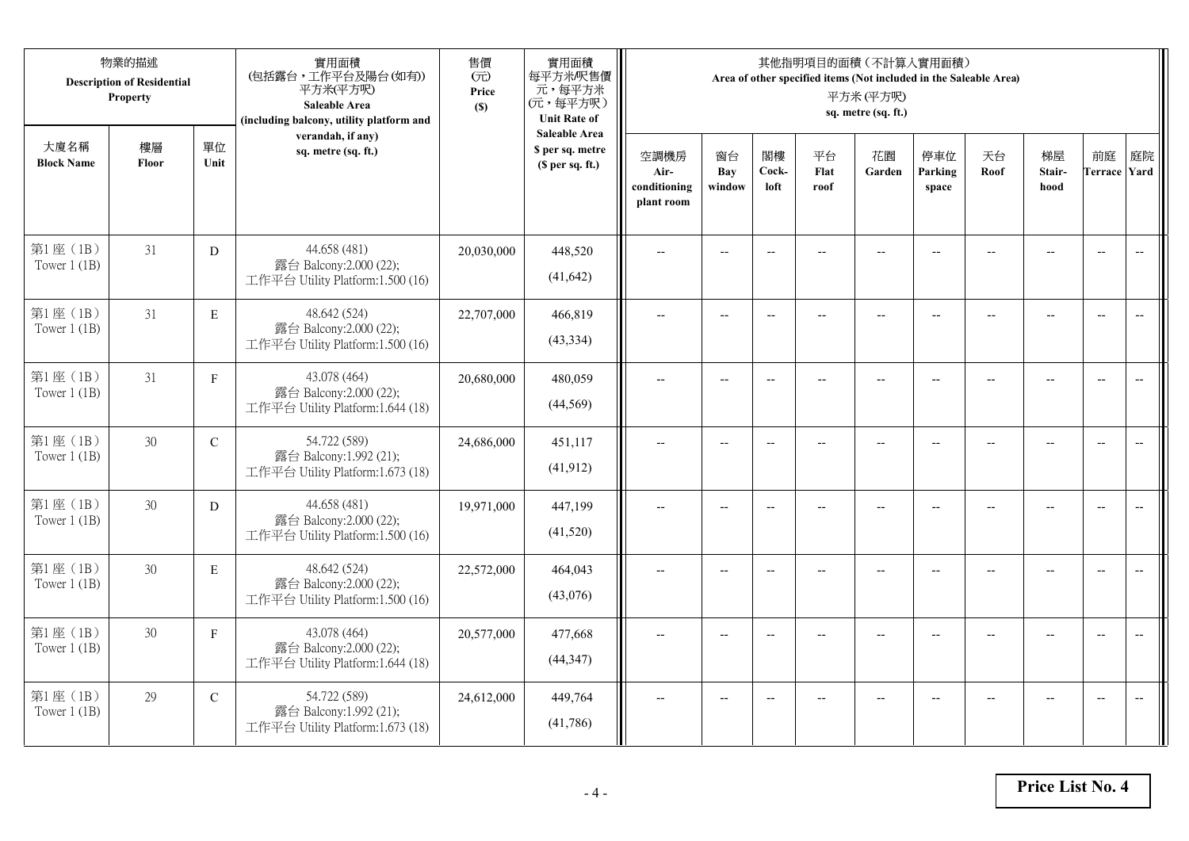| 物業的描述 Description of Residential Property | | | 實用面積 (包括露台，工作平台及陽台(如有)) 平方米(平方呎) Saleable Area (including balcony, utility platform and verandah, if any) sq. metre (sq. ft.) | 售價 (元) Price ($) | 實用面積 每平方米/呎售價 元，每平方米 (元，每平方呎) Unit Rate of Saleable Area $ per sq. metre ($ per sq. ft.) | 其他指明項目的面積（不計算入實用面積） Area of other specified items (Not included in the Saleable Area) 平方米 (平方呎) sq. metre (sq. ft.) | | | | | | | | | |
|---|---|---|---|---|---|---|---|---|---|---|---|---|---|---|---|
| 大廈名稱 Block Name | 樓層 Floor | 單位 Unit | | | | 空調機房 Air-conditioning plant room | 窗台 Bay window | 閣樓 Cock-loft | 平台 Flat roof | 花園 Garden | 停車位 Parking space | 天台 Roof | 梯屋 Stair-hood | 前庭 Terrace | 庭院 Yard |
| 第1座（1B） Tower 1 (1B) | 31 | D | 44.658 (481) 露台 Balcony:2.000 (22); 工作平台 Utility Platform:1.500 (16) | 20,030,000 | 448,520 (41,642) | -- | -- | -- | -- | -- | -- | -- | -- | -- | -- |
| 第1座（1B） Tower 1 (1B) | 31 | E | 48.642 (524) 露台 Balcony:2.000 (22); 工作平台 Utility Platform:1.500 (16) | 22,707,000 | 466,819 (43,334) | -- | -- | -- | -- | -- | -- | -- | -- | -- | -- |
| 第1座（1B） Tower 1 (1B) | 31 | F | 43.078 (464) 露台 Balcony:2.000 (22); 工作平台 Utility Platform:1.644 (18) | 20,680,000 | 480,059 (44,569) | -- | -- | -- | -- | -- | -- | -- | -- | -- | -- |
| 第1座（1B） Tower 1 (1B) | 30 | C | 54.722 (589) 露台 Balcony:1.992 (21); 工作平台 Utility Platform:1.673 (18) | 24,686,000 | 451,117 (41,912) | -- | -- | -- | -- | -- | -- | -- | -- | -- | -- |
| 第1座（1B） Tower 1 (1B) | 30 | D | 44.658 (481) 露台 Balcony:2.000 (22); 工作平台 Utility Platform:1.500 (16) | 19,971,000 | 447,199 (41,520) | -- | -- | -- | -- | -- | -- | -- | -- | -- | -- |
| 第1座（1B） Tower 1 (1B) | 30 | E | 48.642 (524) 露台 Balcony:2.000 (22); 工作平台 Utility Platform:1.500 (16) | 22,572,000 | 464,043 (43,076) | -- | -- | -- | -- | -- | -- | -- | -- | -- | -- |
| 第1座（1B） Tower 1 (1B) | 30 | F | 43.078 (464) 露台 Balcony:2.000 (22); 工作平台 Utility Platform:1.644 (18) | 20,577,000 | 477,668 (44,347) | -- | -- | -- | -- | -- | -- | -- | -- | -- | -- |
| 第1座（1B） Tower 1 (1B) | 29 | C | 54.722 (589) 露台 Balcony:1.992 (21); 工作平台 Utility Platform:1.673 (18) | 24,612,000 | 449,764 (41,786) | -- | -- | -- | -- | -- | -- | -- | -- | -- | -- |

**Price List No. 4**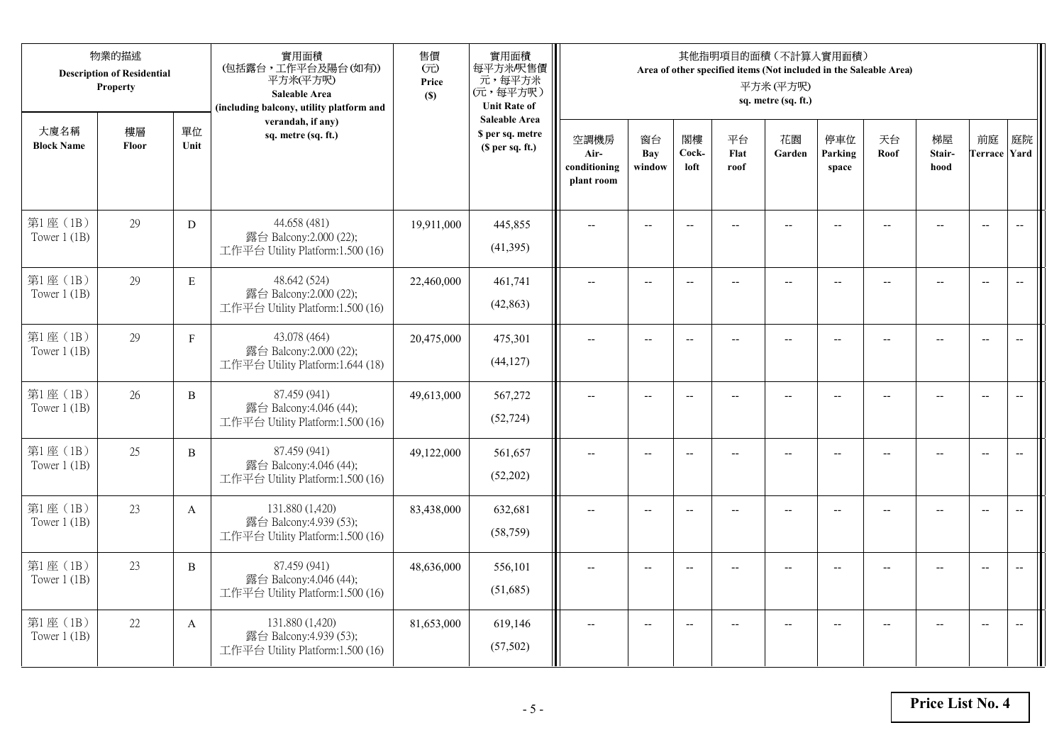| 物業的描述 Description of Residential Property | | | 實用面積 (包括露台，工作平台及陽台(如有)) 平方米(平方呎) Saleable Area (including balcony, utility platform and verandah, if any) sq. metre (sq. ft.) | 售價 (元) Price ($) | 實用面積 每平方米/呎售價 元，每平方米 (元，每平方呎) Unit Rate of Saleable Area $ per sq. metre ($ per sq. ft.) | 其他指明項目的面積（不計算入實用面積） Area of other specified items (Not included in the Saleable Area) 平方米 (平方呎) sq. metre (sq. ft.) | | | | | | | | | |
|---|---|---|---|---|---|---|---|---|---|---|---|---|---|---|---|
| 大廈名稱 Block Name | 樓層 Floor | 單位 Unit | | | | 空調機房 Air-conditioning plant room | 窗台 Bay window | 閣樓 Cock-loft | 平台 Flat roof | 花園 Garden | 停車位 Parking space | 天台 Roof | 梯屋 Stair-hood | 前庭 Terrace | 庭院 Yard |
| 第1座（1B） Tower 1 (1B) | 29 | D | 44.658 (481) 露台 Balcony:2.000 (22); 工作平台 Utility Platform:1.500 (16) | 19,911,000 | 445,855 (41,395) | -- | -- | -- | -- | -- | -- | -- | -- | -- | -- |
| 第1座（1B） Tower 1 (1B) | 29 | E | 48.642 (524) 露台 Balcony:2.000 (22); 工作平台 Utility Platform:1.500 (16) | 22,460,000 | 461,741 (42,863) | -- | -- | -- | -- | -- | -- | -- | -- | -- | -- |
| 第1座（1B） Tower 1 (1B) | 29 | F | 43.078 (464) 露台 Balcony:2.000 (22); 工作平台 Utility Platform:1.644 (18) | 20,475,000 | 475,301 (44,127) | -- | -- | -- | -- | -- | -- | -- | -- | -- | -- |
| 第1座（1B） Tower 1 (1B) | 26 | B | 87.459 (941) 露台 Balcony:4.046 (44); 工作平台 Utility Platform:1.500 (16) | 49,613,000 | 567,272 (52,724) | -- | -- | -- | -- | -- | -- | -- | -- | -- | -- |
| 第1座（1B） Tower 1 (1B) | 25 | B | 87.459 (941) 露台 Balcony:4.046 (44); 工作平台 Utility Platform:1.500 (16) | 49,122,000 | 561,657 (52,202) | -- | -- | -- | -- | -- | -- | -- | -- | -- | -- |
| 第1座（1B） Tower 1 (1B) | 23 | A | 131.880 (1,420) 露台 Balcony:4.939 (53); 工作平台 Utility Platform:1.500 (16) | 83,438,000 | 632,681 (58,759) | -- | -- | -- | -- | -- | -- | -- | -- | -- | -- |
| 第1座（1B） Tower 1 (1B) | 23 | B | 87.459 (941) 露台 Balcony:4.046 (44); 工作平台 Utility Platform:1.500 (16) | 48,636,000 | 556,101 (51,685) | -- | -- | -- | -- | -- | -- | -- | -- | -- | -- |
| 第1座（1B） Tower 1 (1B) | 22 | A | 131.880 (1,420) 露台 Balcony:4.939 (53); 工作平台 Utility Platform:1.500 (16) | 81,653,000 | 619,146 (57,502) | -- | -- | -- | -- | -- | -- | -- | -- | -- | -- |

**Price List No. 4**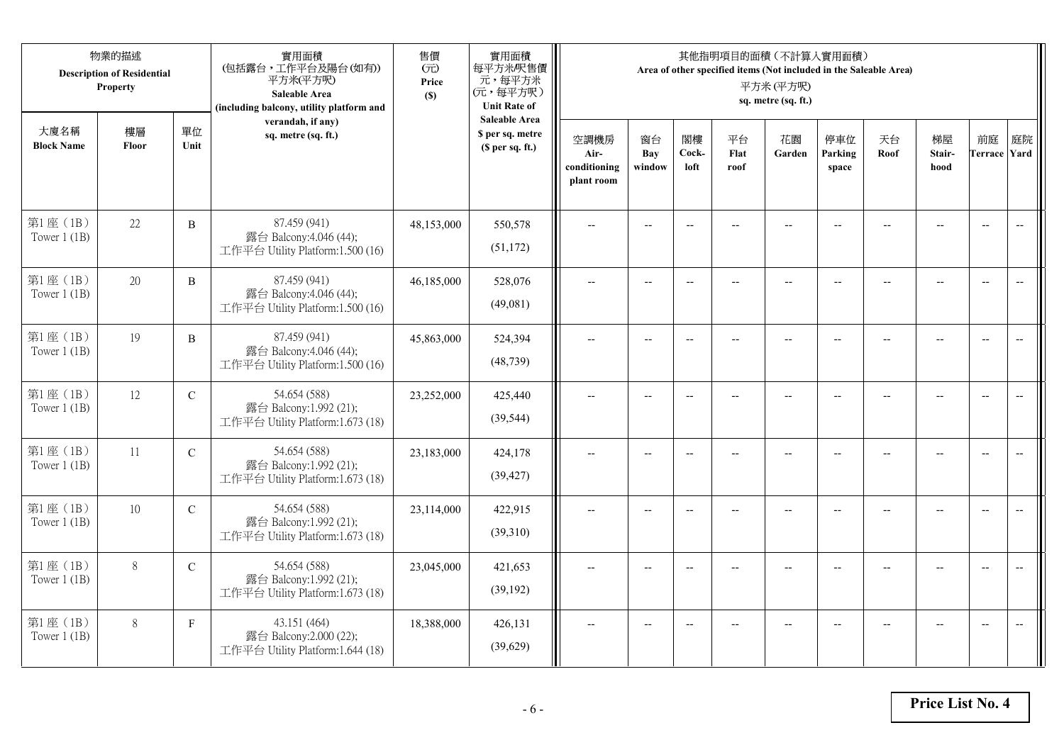| 物業的描述 Description of Residential Property | | | 實用面積 (包括露台，工作平台及陽台(如有)) 平方米(平方呎) Saleable Area (including balcony, utility platform and verandah, if any) sq. metre (sq. ft.) | 售價 (元) Price ($) | 實用面積 每平方米/呎售價 元，每平方米 (元，每平方呎) Unit Rate of Saleable Area $ per sq. metre ($ per sq. ft.) | 其他指明項目的面積（不計算入實用面積） Area of other specified items (Not included in the Saleable Area) 平方米 (平方呎) sq. metre (sq. ft.) | | | | | | | | | |
|---|---|---|---|---|---|---|---|---|---|---|---|---|---|---|---|
| 大廈名稱 Block Name | 樓層 Floor | 單位 Unit | | | | 空調機房 Air-conditioning plant room | 窗台 Bay window | 閣樓 Cock-loft | 平台 Flat roof | 花園 Garden | 停車位 Parking space | 天台 Roof | 梯屋 Stair-hood | 前庭 Terrace | 庭院 Yard |
| 第1座（1B） Tower 1 (1B) | 22 | B | 87.459 (941) 露台 Balcony:4.046 (44); 工作平台 Utility Platform:1.500 (16) | 48,153,000 | 550,578 (51,172) | -- | -- | -- | -- | -- | -- | -- | -- | -- | -- |
| 第1座（1B） Tower 1 (1B) | 20 | B | 87.459 (941) 露台 Balcony:4.046 (44); 工作平台 Utility Platform:1.500 (16) | 46,185,000 | 528,076 (49,081) | -- | -- | -- | -- | -- | -- | -- | -- | -- | -- |
| 第1座（1B） Tower 1 (1B) | 19 | B | 87.459 (941) 露台 Balcony:4.046 (44); 工作平台 Utility Platform:1.500 (16) | 45,863,000 | 524,394 (48,739) | -- | -- | -- | -- | -- | -- | -- | -- | -- | -- |
| 第1座（1B） Tower 1 (1B) | 12 | C | 54.654 (588) 露台 Balcony:1.992 (21); 工作平台 Utility Platform:1.673 (18) | 23,252,000 | 425,440 (39,544) | -- | -- | -- | -- | -- | -- | -- | -- | -- | -- |
| 第1座（1B） Tower 1 (1B) | 11 | C | 54.654 (588) 露台 Balcony:1.992 (21); 工作平台 Utility Platform:1.673 (18) | 23,183,000 | 424,178 (39,427) | -- | -- | -- | -- | -- | -- | -- | -- | -- | -- |
| 第1座（1B） Tower 1 (1B) | 10 | C | 54.654 (588) 露台 Balcony:1.992 (21); 工作平台 Utility Platform:1.673 (18) | 23,114,000 | 422,915 (39,310) | -- | -- | -- | -- | -- | -- | -- | -- | -- | -- |
| 第1座（1B） Tower 1 (1B) | 8 | C | 54.654 (588) 露台 Balcony:1.992 (21); 工作平台 Utility Platform:1.673 (18) | 23,045,000 | 421,653 (39,192) | -- | -- | -- | -- | -- | -- | -- | -- | -- | -- |
| 第1座（1B） Tower 1 (1B) | 8 | F | 43.151 (464) 露台 Balcony:2.000 (22); 工作平台 Utility Platform:1.644 (18) | 18,388,000 | 426,131 (39,629) | -- | -- | -- | -- | -- | -- | -- | -- | -- | -- |

**Price List No. 4**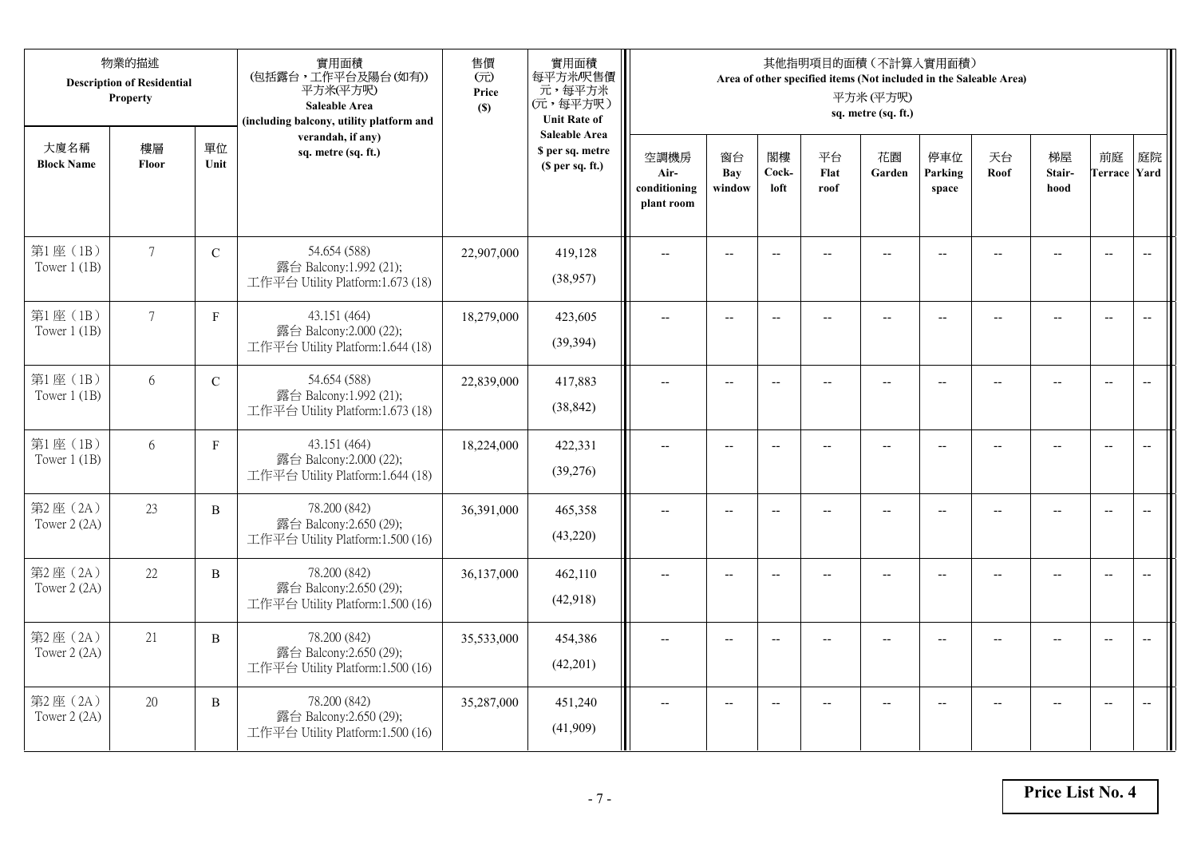| 物業的描述 Description of Residential Property | | | 實用面積 (包括露台，工作平台及陽台(如有)) 平方米(平方呎) Saleable Area (including balcony, utility platform and verandah, if any) sq. metre (sq. ft.) | 售價 (元) Price ($) | 實用面積 每平方米/呎售價 元，每平方米 (元，每平方呎) Unit Rate of Saleable Area $ per sq. metre ($ per sq. ft.) | 其他指明項目的面積（不計算入實用面積） Area of other specified items (Not included in the Saleable Area) 平方米 (平方呎) sq. metre (sq. ft.) | | | | | | | | | |
|---|---|---|---|---|---|---|---|---|---|---|---|---|---|---|---|
| 大廈名稱 Block Name | 樓層 Floor | 單位 Unit | | | | 空調機房 Air-conditioning plant room | 窗台 Bay window | 閣樓 Cock-loft | 平台 Flat roof | 花園 Garden | 停車位 Parking space | 天台 Roof | 梯屋 Stair-hood | 前庭 Terrace | 庭院 Yard |
| 第1座（1B） Tower 1 (1B) | 7 | C | 54.654 (588) 露台 Balcony:1.992 (21); 工作平台 Utility Platform:1.673 (18) | 22,907,000 | 419,128 (38,957) | -- | -- | -- | -- | -- | -- | -- | -- | -- | -- |
| 第1座（1B） Tower 1 (1B) | 7 | F | 43.151 (464) 露台 Balcony:2.000 (22); 工作平台 Utility Platform:1.644 (18) | 18,279,000 | 423,605 (39,394) | -- | -- | -- | -- | -- | -- | -- | -- | -- | -- |
| 第1座（1B） Tower 1 (1B) | 6 | C | 54.654 (588) 露台 Balcony:1.992 (21); 工作平台 Utility Platform:1.673 (18) | 22,839,000 | 417,883 (38,842) | -- | -- | -- | -- | -- | -- | -- | -- | -- | -- |
| 第1座（1B） Tower 1 (1B) | 6 | F | 43.151 (464) 露台 Balcony:2.000 (22); 工作平台 Utility Platform:1.644 (18) | 18,224,000 | 422,331 (39,276) | -- | -- | -- | -- | -- | -- | -- | -- | -- | -- |
| 第2座（2A） Tower 2 (2A) | 23 | B | 78.200 (842) 露台 Balcony:2.650 (29); 工作平台 Utility Platform:1.500 (16) | 36,391,000 | 465,358 (43,220) | -- | -- | -- | -- | -- | -- | -- | -- | -- | -- |
| 第2座（2A） Tower 2 (2A) | 22 | B | 78.200 (842) 露台 Balcony:2.650 (29); 工作平台 Utility Platform:1.500 (16) | 36,137,000 | 462,110 (42,918) | -- | -- | -- | -- | -- | -- | -- | -- | -- | -- |
| 第2座（2A） Tower 2 (2A) | 21 | B | 78.200 (842) 露台 Balcony:2.650 (29); 工作平台 Utility Platform:1.500 (16) | 35,533,000 | 454,386 (42,201) | -- | -- | -- | -- | -- | -- | -- | -- | -- | -- |
| 第2座（2A） Tower 2 (2A) | 20 | B | 78.200 (842) 露台 Balcony:2.650 (29); 工作平台 Utility Platform:1.500 (16) | 35,287,000 | 451,240 (41,909) | -- | -- | -- | -- | -- | -- | -- | -- | -- | -- |

**Price List No. 4**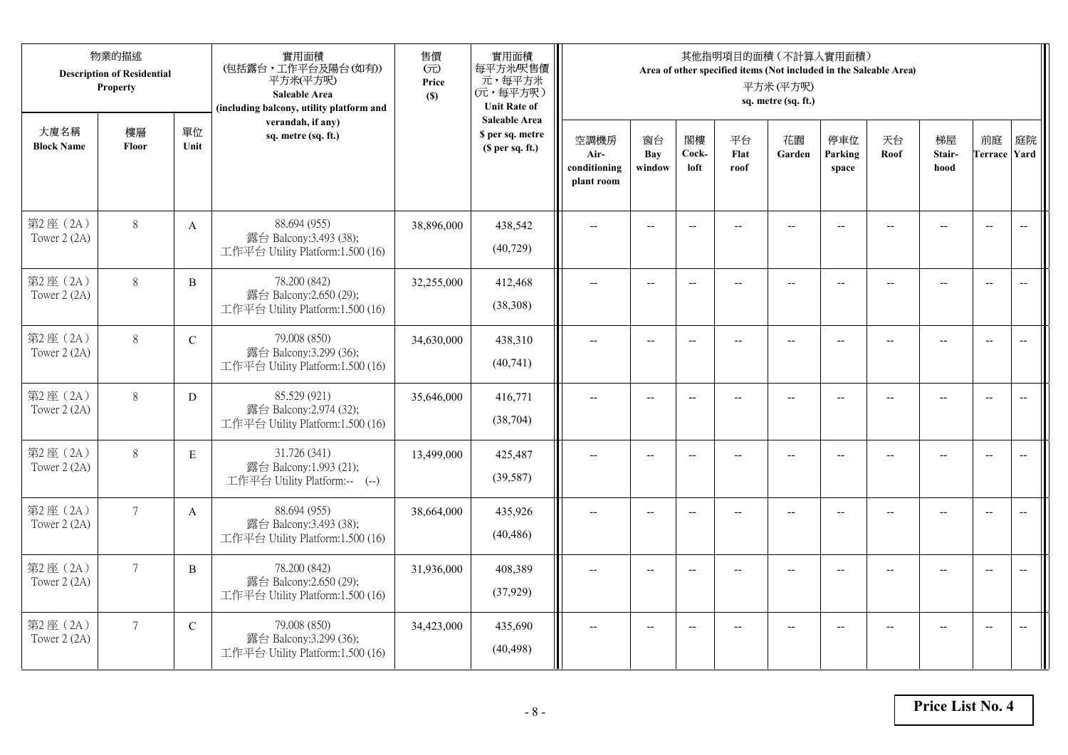| 物業的描述 Description of Residential Property | | | 實用面積 (包括露台，工作平台及陽台(如有)) 平方米(平方呎) Saleable Area (including balcony, utility platform and verandah, if any) sq. metre (sq. ft.) | 售價 (元) Price ($) | 實用面積每平方米/呎售價 元，每平方米 (元，每平方呎) Unit Rate of Saleable Area $ per sq. metre ($ per sq. ft.) | 其他指明項目的面積（不計算入實用面積） Area of other specified items (Not included in the Saleable Area) 平方米 (平方呎) sq. metre (sq. ft.) | | | | | | | | | |
|---|---|---|---|---|---|---|---|---|---|---|---|---|---|---|---|
| 大廈名稱 Block Name | 樓層 Floor | 單位 Unit | | | | 空調機房 Air-conditioning plant room | 窗台 Bay window | 閣樓 Cock-loft | 平台 Flat roof | 花園 Garden | 停車位 Parking space | 天台 Roof | 梯屋 Stair-hood | 前庭 Terrace | 庭院 Yard |
| 第2座（2A） Tower 2 (2A) | 8 | A | 88.694 (955) 露台 Balcony:3.493 (38); 工作平台 Utility Platform:1.500 (16) | 38,896,000 | 438,542 (40,729) | -- | -- | -- | -- | -- | -- | -- | -- | -- | -- |
| 第2座（2A） Tower 2 (2A) | 8 | B | 78.200 (842) 露台 Balcony:2.650 (29); 工作平台 Utility Platform:1.500 (16) | 32,255,000 | 412,468 (38,308) | -- | -- | -- | -- | -- | -- | -- | -- | -- | -- |
| 第2座（2A） Tower 2 (2A) | 8 | C | 79.008 (850) 露台 Balcony:3.299 (36); 工作平台 Utility Platform:1.500 (16) | 34,630,000 | 438,310 (40,741) | -- | -- | -- | -- | -- | -- | -- | -- | -- | -- |
| 第2座（2A） Tower 2 (2A) | 8 | D | 85.529 (921) 露台 Balcony:2.974 (32); 工作平台 Utility Platform:1.500 (16) | 35,646,000 | 416,771 (38,704) | -- | -- | -- | -- | -- | -- | -- | -- | -- | -- |
| 第2座（2A） Tower 2 (2A) | 8 | E | 31.726 (341) 露台 Balcony:1.993 (21); 工作平台 Utility Platform:-- (--) | 13,499,000 | 425,487 (39,587) | -- | -- | -- | -- | -- | -- | -- | -- | -- | -- |
| 第2座（2A） Tower 2 (2A) | 7 | A | 88.694 (955) 露台 Balcony:3.493 (38); 工作平台 Utility Platform:1.500 (16) | 38,664,000 | 435,926 (40,486) | -- | -- | -- | -- | -- | -- | -- | -- | -- | -- |
| 第2座（2A） Tower 2 (2A) | 7 | B | 78.200 (842) 露台 Balcony:2.650 (29); 工作平台 Utility Platform:1.500 (16) | 31,936,000 | 408,389 (37,929) | -- | -- | -- | -- | -- | -- | -- | -- | -- | -- |
| 第2座（2A） Tower 2 (2A) | 7 | C | 79.008 (850) 露台 Balcony:3.299 (36); 工作平台 Utility Platform:1.500 (16) | 34,423,000 | 435,690 (40,498) | -- | -- | -- | -- | -- | -- | -- | -- | -- | -- |

**Price List No. 4**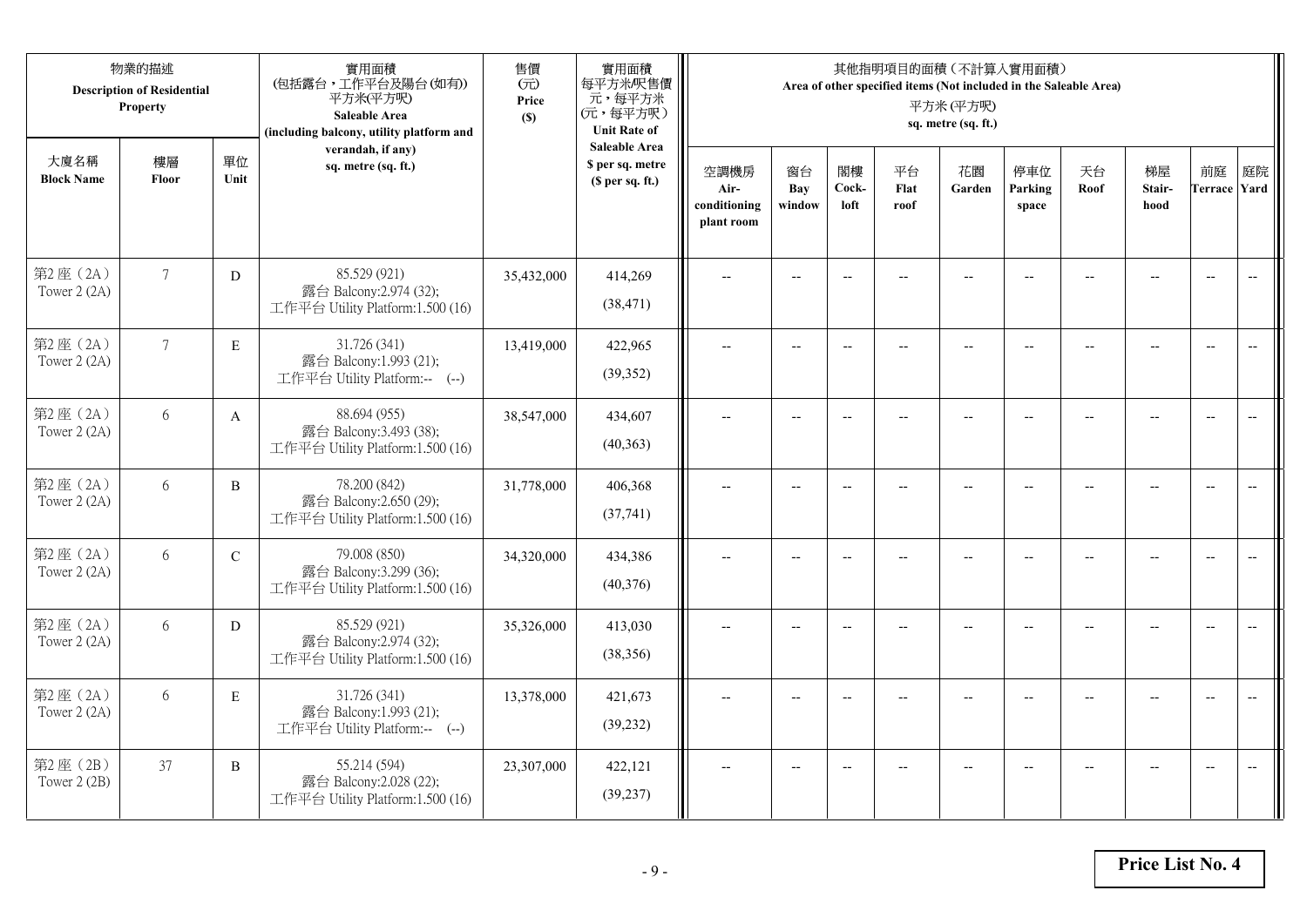| 物業的描述 Description of Residential Property | | | 實用面積 (包括露台，工作平台及陽台(如有)) 平方米(平方呎) Saleable Area (including balcony, utility platform and verandah, if any) sq. metre (sq. ft.) | 售價 (元) Price ($) | 實用面積每平方米/呎售價 元，每平方米 (元，每平方呎) Unit Rate of Saleable Area $ per sq. metre ($ per sq. ft.) | 其他指明項目的面積（不計算入實用面積） Area of other specified items (Not included in the Saleable Area) 平方米 (平方呎) sq. metre (sq. ft.) | | | | | | | | | |
|---|---|---|---|---|---|---|---|---|---|---|---|---|---|---|---|
| 大廈名稱 Block Name | 樓層 Floor | 單位 Unit | | | | 空調機房 Air-conditioning plant room | 窗台 Bay window | 閣樓 Cock-loft | 平台 Flat roof | 花園 Garden | 停車位 Parking space | 天台 Roof | 梯屋 Stair-hood | 前庭 Terrace | 庭院 Yard |
| 第2座（2A） Tower 2 (2A) | 7 | D | 85.529 (921) 露台 Balcony:2.974 (32); 工作平台 Utility Platform:1.500 (16) | 35,432,000 | 414,269 (38,471) | -- | -- | -- | -- | -- | -- | -- | -- | -- | -- |
| 第2座（2A） Tower 2 (2A) | 7 | E | 31.726 (341) 露台 Balcony:1.993 (21); 工作平台 Utility Platform:-- (--) | 13,419,000 | 422,965 (39,352) | -- | -- | -- | -- | -- | -- | -- | -- | -- | -- |
| 第2座（2A） Tower 2 (2A) | 6 | A | 88.694 (955) 露台 Balcony:3.493 (38); 工作平台 Utility Platform:1.500 (16) | 38,547,000 | 434,607 (40,363) | -- | -- | -- | -- | -- | -- | -- | -- | -- | -- |
| 第2座（2A） Tower 2 (2A) | 6 | B | 78.200 (842) 露台 Balcony:2.650 (29); 工作平台 Utility Platform:1.500 (16) | 31,778,000 | 406,368 (37,741) | -- | -- | -- | -- | -- | -- | -- | -- | -- | -- |
| 第2座（2A） Tower 2 (2A) | 6 | C | 79.008 (850) 露台 Balcony:3.299 (36); 工作平台 Utility Platform:1.500 (16) | 34,320,000 | 434,386 (40,376) | -- | -- | -- | -- | -- | -- | -- | -- | -- | -- |
| 第2座（2A） Tower 2 (2A) | 6 | D | 85.529 (921) 露台 Balcony:2.974 (32); 工作平台 Utility Platform:1.500 (16) | 35,326,000 | 413,030 (38,356) | -- | -- | -- | -- | -- | -- | -- | -- | -- | -- |
| 第2座（2A） Tower 2 (2A) | 6 | E | 31.726 (341) 露台 Balcony:1.993 (21); 工作平台 Utility Platform:-- (--) | 13,378,000 | 421,673 (39,232) | -- | -- | -- | -- | -- | -- | -- | -- | -- | -- |
| 第2座（2B） Tower 2 (2B) | 37 | B | 55.214 (594) 露台 Balcony:2.028 (22); 工作平台 Utility Platform:1.500 (16) | 23,307,000 | 422,121 (39,237) | -- | -- | -- | -- | -- | -- | -- | -- | -- | -- |

**Price List No. 4**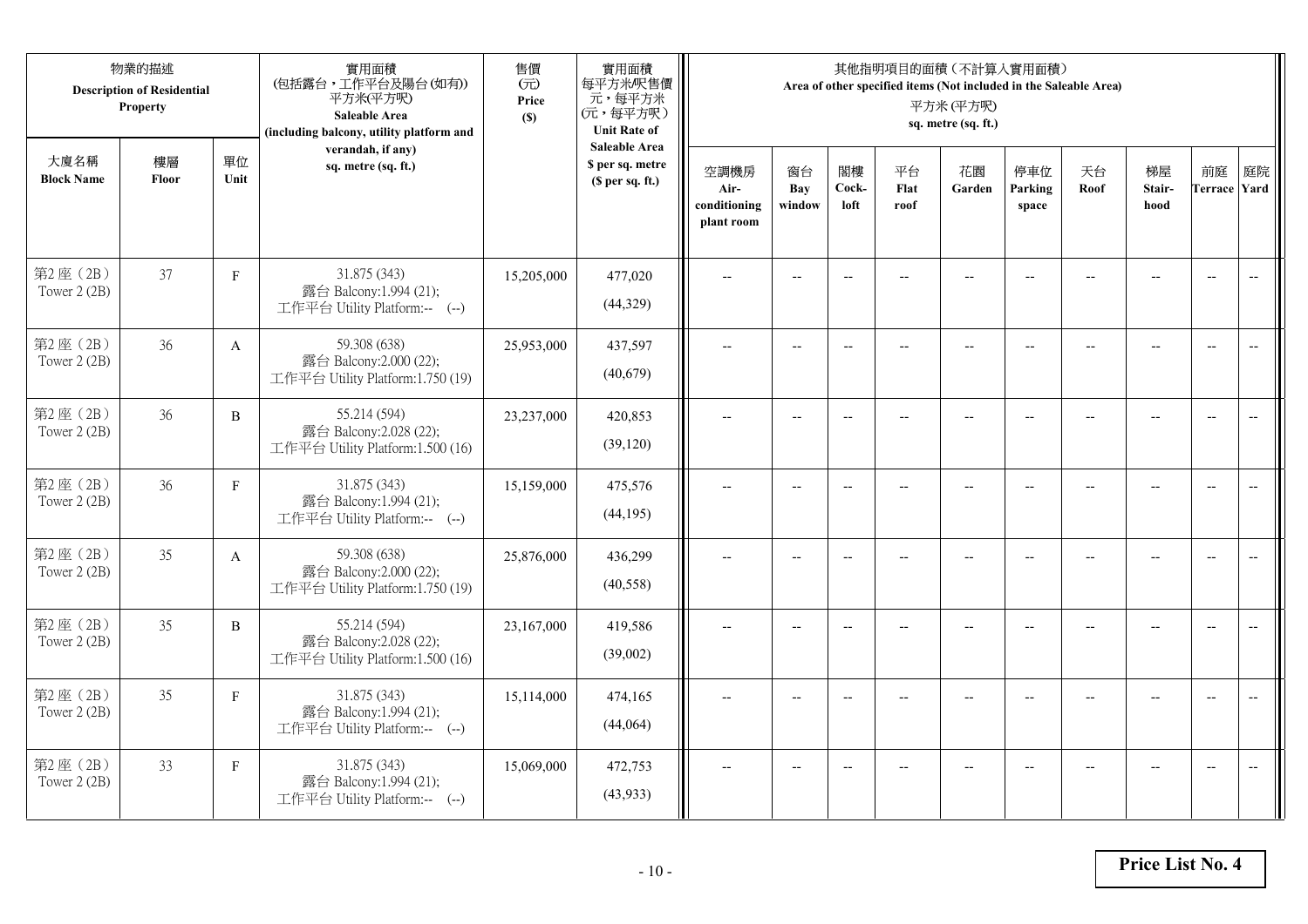| 物業的描述 Description of Residential Property | | | 實用面積 (包括露台，工作平台及陽台(如有)) 平方米(平方呎) Saleable Area (including balcony, utility platform and verandah, if any) sq. metre (sq. ft.) | 售價 (元) Price ($) | 實用面積 每平方米/呎售價 元，每平方米 (元，每平方呎) Unit Rate of Saleable Area $ per sq. metre ($ per sq. ft.) | 其他指明項目的面積（不計算入實用面積） Area of other specified items (Not included in the Saleable Area) 平方米 (平方呎) sq. metre (sq. ft.) | | | | | | | | | |
|---|---|---|---|---|---|---|---|---|---|---|---|---|---|---|---|
| 大廈名稱 Block Name | 樓層 Floor | 單位 Unit | | | | 空調機房 Air-conditioning plant room | 窗台 Bay window | 閣樓 Cock-loft | 平台 Flat roof | 花園 Garden | 停車位 Parking space | 天台 Roof | 梯屋 Stair-hood | 前庭 Terrace | 庭院 Yard |
| 第2座（2B） Tower 2 (2B) | 37 | F | 31.875 (343) 露台 Balcony:1.994 (21); 工作平台 Utility Platform:-- (--) | 15,205,000 | 477,020 (44,329) | -- | -- | -- | -- | -- | -- | -- | -- | -- | -- |
| 第2座（2B） Tower 2 (2B) | 36 | A | 59.308 (638) 露台 Balcony:2.000 (22); 工作平台 Utility Platform:1.750 (19) | 25,953,000 | 437,597 (40,679) | -- | -- | -- | -- | -- | -- | -- | -- | -- | -- |
| 第2座（2B） Tower 2 (2B) | 36 | B | 55.214 (594) 露台 Balcony:2.028 (22); 工作平台 Utility Platform:1.500 (16) | 23,237,000 | 420,853 (39,120) | -- | -- | -- | -- | -- | -- | -- | -- | -- | -- |
| 第2座（2B） Tower 2 (2B) | 36 | F | 31.875 (343) 露台 Balcony:1.994 (21); 工作平台 Utility Platform:-- (--) | 15,159,000 | 475,576 (44,195) | -- | -- | -- | -- | -- | -- | -- | -- | -- | -- |
| 第2座（2B） Tower 2 (2B) | 35 | A | 59.308 (638) 露台 Balcony:2.000 (22); 工作平台 Utility Platform:1.750 (19) | 25,876,000 | 436,299 (40,558) | -- | -- | -- | -- | -- | -- | -- | -- | -- | -- |
| 第2座（2B） Tower 2 (2B) | 35 | B | 55.214 (594) 露台 Balcony:2.028 (22); 工作平台 Utility Platform:1.500 (16) | 23,167,000 | 419,586 (39,002) | -- | -- | -- | -- | -- | -- | -- | -- | -- | -- |
| 第2座（2B） Tower 2 (2B) | 35 | F | 31.875 (343) 露台 Balcony:1.994 (21); 工作平台 Utility Platform:-- (--) | 15,114,000 | 474,165 (44,064) | -- | -- | -- | -- | -- | -- | -- | -- | -- | -- |
| 第2座（2B） Tower 2 (2B) | 33 | F | 31.875 (343) 露台 Balcony:1.994 (21); 工作平台 Utility Platform:-- (--) | 15,069,000 | 472,753 (43,933) | -- | -- | -- | -- | -- | -- | -- | -- | -- | -- |

**Price List No. 4**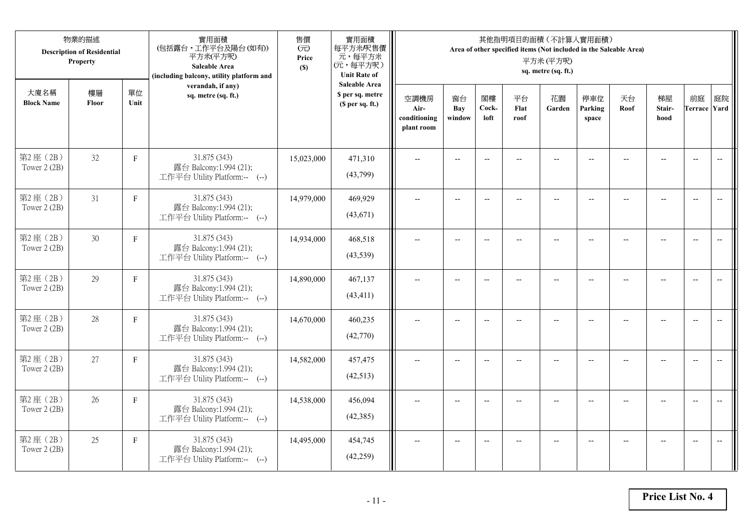| 物業的描述 Description of Residential Property | | | 實用面積 (包括露台，工作平台及陽台(如有)) 平方米(平方呎) Saleable Area (including balcony, utility platform and verandah, if any) sq. metre (sq. ft.) | 售價 (元) Price ($) | 實用面積 每平方米/呎售價 元，每平方米 (元，每平方呎) Unit Rate of Saleable Area $ per sq. metre ($ per sq. ft.) | 其他指明項目的面積（不計算入實用面積） Area of other specified items (Not included in the Saleable Area) 平方米 (平方呎) sq. metre (sq. ft.) | | | | | | | | | |
|---|---|---|---|---|---|---|---|---|---|---|---|---|---|---|---|
| 大廈名稱 Block Name | 樓層 Floor | 單位 Unit | | | | 空調機房 Air-conditioning plant room | 窗台 Bay window | 閣樓 Cock-loft | 平台 Flat roof | 花園 Garden | 停車位 Parking space | 天台 Roof | 梯屋 Stair-hood | 前庭 Terrace | 庭院 Yard |
| 第2座（2B） Tower 2 (2B) | 32 | F | 31.875 (343) 露台 Balcony:1.994 (21); 工作平台 Utility Platform:-- (--) | 15,023,000 | 471,310 (43,799) | -- | -- | -- | -- | -- | -- | -- | -- | -- | -- |
| 第2座（2B） Tower 2 (2B) | 31 | F | 31.875 (343) 露台 Balcony:1.994 (21); 工作平台 Utility Platform:-- (--) | 14,979,000 | 469,929 (43,671) | -- | -- | -- | -- | -- | -- | -- | -- | -- | -- |
| 第2座（2B） Tower 2 (2B) | 30 | F | 31.875 (343) 露台 Balcony:1.994 (21); 工作平台 Utility Platform:-- (--) | 14,934,000 | 468,518 (43,539) | -- | -- | -- | -- | -- | -- | -- | -- | -- | -- |
| 第2座（2B） Tower 2 (2B) | 29 | F | 31.875 (343) 露台 Balcony:1.994 (21); 工作平台 Utility Platform:-- (--) | 14,890,000 | 467,137 (43,411) | -- | -- | -- | -- | -- | -- | -- | -- | -- | -- |
| 第2座（2B） Tower 2 (2B) | 28 | F | 31.875 (343) 露台 Balcony:1.994 (21); 工作平台 Utility Platform:-- (--) | 14,670,000 | 460,235 (42,770) | -- | -- | -- | -- | -- | -- | -- | -- | -- | -- |
| 第2座（2B） Tower 2 (2B) | 27 | F | 31.875 (343) 露台 Balcony:1.994 (21); 工作平台 Utility Platform:-- (--) | 14,582,000 | 457,475 (42,513) | -- | -- | -- | -- | -- | -- | -- | -- | -- | -- |
| 第2座（2B） Tower 2 (2B) | 26 | F | 31.875 (343) 露台 Balcony:1.994 (21); 工作平台 Utility Platform:-- (--) | 14,538,000 | 456,094 (42,385) | -- | -- | -- | -- | -- | -- | -- | -- | -- | -- |
| 第2座（2B） Tower 2 (2B) | 25 | F | 31.875 (343) 露台 Balcony:1.994 (21); 工作平台 Utility Platform:-- (--) | 14,495,000 | 454,745 (42,259) | -- | -- | -- | -- | -- | -- | -- | -- | -- | -- |

**Price List No. 4**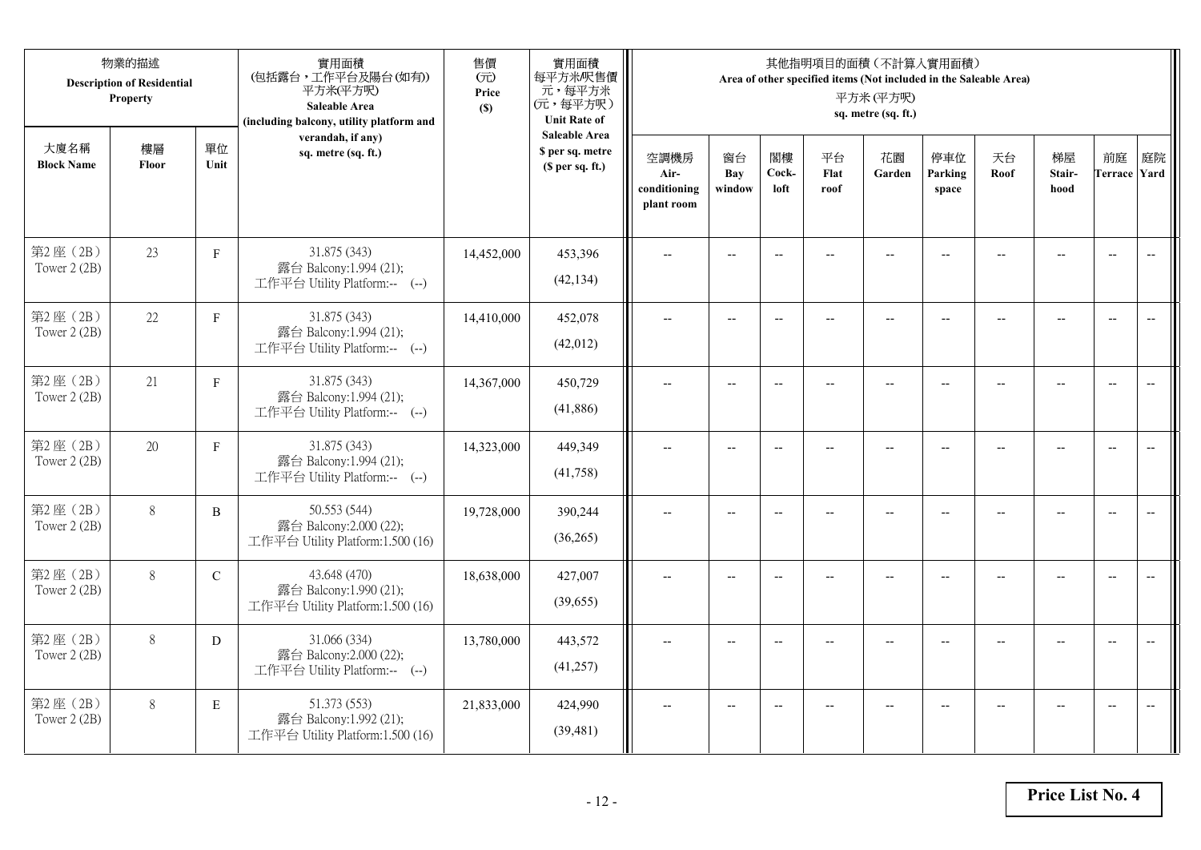| 物業的描述 Description of Residential Property | | | 實用面積 (包括露台，工作平台及陽台(如有)) 平方米(平方呎) Saleable Area (including balcony, utility platform and verandah, if any) sq. metre (sq. ft.) | 售價 (元) Price ($) | 實用面積 每平方米/呎售價 元，每平方米 (元，每平方呎) Unit Rate of Saleable Area $ per sq. metre ($ per sq. ft.) | 其他指明項目的面積（不計算入實用面積） Area of other specified items (Not included in the Saleable Area) 平方米 (平方呎) sq. metre (sq. ft.) | | | | | | | | | |
|---|---|---|---|---|---|---|---|---|---|---|---|---|---|---|---|
| 大廈名稱 Block Name | 樓層 Floor | 單位 Unit | | | | 空調機房 Air-conditioning plant room | 窗台 Bay window | 閣樓 Cock-loft | 平台 Flat roof | 花園 Garden | 停車位 Parking space | 天台 Roof | 梯屋 Stair-hood | 前庭 Terrace | 庭院 Yard |
| 第2座（2B） Tower 2 (2B) | 23 | F | 31.875 (343) 露台 Balcony:1.994 (21); 工作平台 Utility Platform:-- (--) | 14,452,000 | 453,396 (42,134) | -- | -- | -- | -- | -- | -- | -- | -- | -- | -- |
| 第2座（2B） Tower 2 (2B) | 22 | F | 31.875 (343) 露台 Balcony:1.994 (21); 工作平台 Utility Platform:-- (--) | 14,410,000 | 452,078 (42,012) | -- | -- | -- | -- | -- | -- | -- | -- | -- | -- |
| 第2座（2B） Tower 2 (2B) | 21 | F | 31.875 (343) 露台 Balcony:1.994 (21); 工作平台 Utility Platform:-- (--) | 14,367,000 | 450,729 (41,886) | -- | -- | -- | -- | -- | -- | -- | -- | -- | -- |
| 第2座（2B） Tower 2 (2B) | 20 | F | 31.875 (343) 露台 Balcony:1.994 (21); 工作平台 Utility Platform:-- (--) | 14,323,000 | 449,349 (41,758) | -- | -- | -- | -- | -- | -- | -- | -- | -- | -- |
| 第2座（2B） Tower 2 (2B) | 8 | B | 50.553 (544) 露台 Balcony:2.000 (22); 工作平台 Utility Platform:1.500 (16) | 19,728,000 | 390,244 (36,265) | -- | -- | -- | -- | -- | -- | -- | -- | -- | -- |
| 第2座（2B） Tower 2 (2B) | 8 | C | 43.648 (470) 露台 Balcony:1.990 (21); 工作平台 Utility Platform:1.500 (16) | 18,638,000 | 427,007 (39,655) | -- | -- | -- | -- | -- | -- | -- | -- | -- | -- |
| 第2座（2B） Tower 2 (2B) | 8 | D | 31.066 (334) 露台 Balcony:2.000 (22); 工作平台 Utility Platform:-- (--) | 13,780,000 | 443,572 (41,257) | -- | -- | -- | -- | -- | -- | -- | -- | -- | -- |
| 第2座（2B） Tower 2 (2B) | 8 | E | 51.373 (553) 露台 Balcony:1.992 (21); 工作平台 Utility Platform:1.500 (16) | 21,833,000 | 424,990 (39,481) | -- | -- | -- | -- | -- | -- | -- | -- | -- | -- |

**Price List No. 4**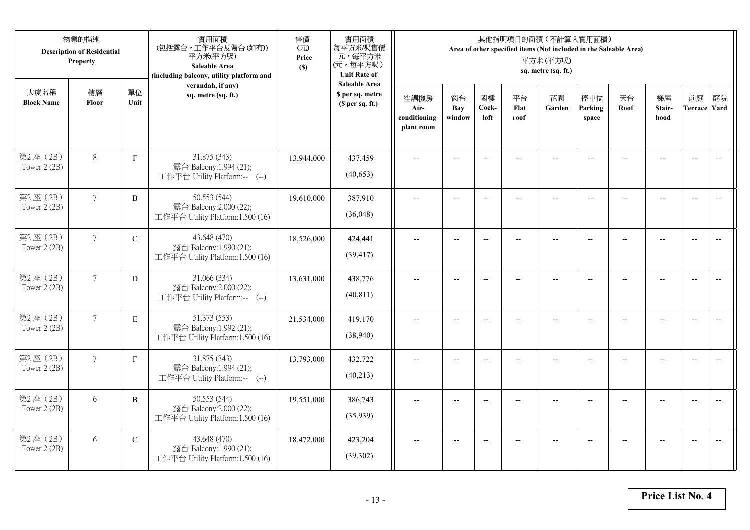| 物業的描述 Description of Residential Property | | | 實用面積 (包括露台，工作平台及陽台(如有)) 平方米(平方呎) Saleable Area (including balcony, utility platform and verandah, if any) sq. metre (sq. ft.) | 售價 (元) Price ($) | 實用面積 每平方米/呎售價 元，每平方米 (元，每平方呎) Unit Rate of Saleable Area $ per sq. metre ($ per sq. ft.) | 其他指明項目的面積（不計算入實用面積） Area of other specified items (Not included in the Saleable Area) 平方米 (平方呎) sq. metre (sq. ft.) | | | | | | | | | |
|---|---|---|---|---|---|---|---|---|---|---|---|---|---|---|---|
| 大廈名稱 Block Name | 樓層 Floor | 單位 Unit | | | | 空調機房 Air-conditioning plant room | 窗台 Bay window | 閣樓 Cock-loft | 平台 Flat roof | 花園 Garden | 停車位 Parking space | 天台 Roof | 梯屋 Stair-hood | 前庭 Terrace | 庭院 Yard |
| 第2座（2B） Tower 2 (2B) | 8 | F | 31.875 (343) 露台 Balcony:1.994 (21); 工作平台 Utility Platform:-- (--) | 13,944,000 | 437,459 (40,653) | -- | -- | -- | -- | -- | -- | -- | -- | -- | -- |
| 第2座（2B） Tower 2 (2B) | 7 | B | 50.553 (544) 露台 Balcony:2.000 (22); 工作平台 Utility Platform:1.500 (16) | 19,610,000 | 387,910 (36,048) | -- | -- | -- | -- | -- | -- | -- | -- | -- | -- |
| 第2座（2B） Tower 2 (2B) | 7 | C | 43.648 (470) 露台 Balcony:1.990 (21); 工作平台 Utility Platform:1.500 (16) | 18,526,000 | 424,441 (39,417) | -- | -- | -- | -- | -- | -- | -- | -- | -- | -- |
| 第2座（2B） Tower 2 (2B) | 7 | D | 31.066 (334) 露台 Balcony:2.000 (22); 工作平台 Utility Platform:-- (--) | 13,631,000 | 438,776 (40,811) | -- | -- | -- | -- | -- | -- | -- | -- | -- | -- |
| 第2座（2B） Tower 2 (2B) | 7 | E | 51.373 (553) 露台 Balcony:1.992 (21); 工作平台 Utility Platform:1.500 (16) | 21,534,000 | 419,170 (38,940) | -- | -- | -- | -- | -- | -- | -- | -- | -- | -- |
| 第2座（2B） Tower 2 (2B) | 7 | F | 31.875 (343) 露台 Balcony:1.994 (21); 工作平台 Utility Platform:-- (--) | 13,793,000 | 432,722 (40,213) | -- | -- | -- | -- | -- | -- | -- | -- | -- | -- |
| 第2座（2B） Tower 2 (2B) | 6 | B | 50.553 (544) 露台 Balcony:2.000 (22); 工作平台 Utility Platform:1.500 (16) | 19,551,000 | 386,743 (35,939) | -- | -- | -- | -- | -- | -- | -- | -- | -- | -- |
| 第2座（2B） Tower 2 (2B) | 6 | C | 43.648 (470) 露台 Balcony:1.990 (21); 工作平台 Utility Platform:1.500 (16) | 18,472,000 | 423,204 (39,302) | -- | -- | -- | -- | -- | -- | -- | -- | -- | -- |

**Price List No. 4**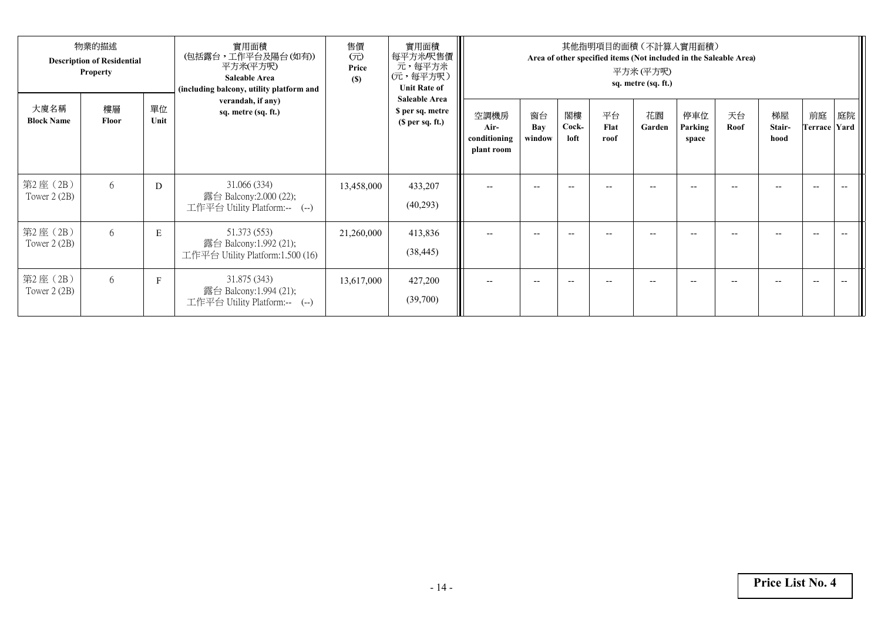| 物業的描述 Description of Residential Property | | | 實用面積 (包括露台，工作平台及陽台(如有)) 平方米(平方呎) Saleable Area (including balcony, utility platform and verandah, if any) sq. metre (sq. ft.) | 售價 (元) Price ($) | 實用面積 每平方米/呎售價 元，每平方米 (元，每平方呎) Unit Rate of Saleable Area $ per sq. metre ($ per sq. ft.) | 其他指明項目的面積（不計算入實用面積） Area of other specified items (Not included in the Saleable Area) 平方米 (平方呎) sq. metre (sq. ft.) | | | | | | | | | |
|---|---|---|---|---|---|---|---|---|---|---|---|---|---|---|---|
| 大廈名稱 Block Name | 樓層 Floor | 單位 Unit | | | | 空調機房 Air-conditioning plant room | 窗台 Bay window | 閣樓 Cock-loft | 平台 Flat roof | 花園 Garden | 停車位 Parking space | 天台 Roof | 梯屋 Stair-hood | 前庭 Terrace | 庭院 Yard |
| 第2座（2B） Tower 2 (2B) | 6 | D | 31.066 (334) 露台 Balcony:2.000 (22); 工作平台 Utility Platform:-- (--) | 13,458,000 | 433,207 (40,293) | -- | -- | -- | -- | -- | -- | -- | -- | -- | -- |
| 第2座（2B） Tower 2 (2B) | 6 | E | 51.373 (553) 露台 Balcony:1.992 (21); 工作平台 Utility Platform:1.500 (16) | 21,260,000 | 413,836 (38,445) | -- | -- | -- | -- | -- | -- | -- | -- | -- | -- |
| 第2座（2B） Tower 2 (2B) | 6 | F | 31.875 (343) 露台 Balcony:1.994 (21); 工作平台 Utility Platform:-- (--) | 13,617,000 | 427,200 (39,700) | -- | -- | -- | -- | -- | -- | -- | -- | -- | -- |

**Price List No. 4**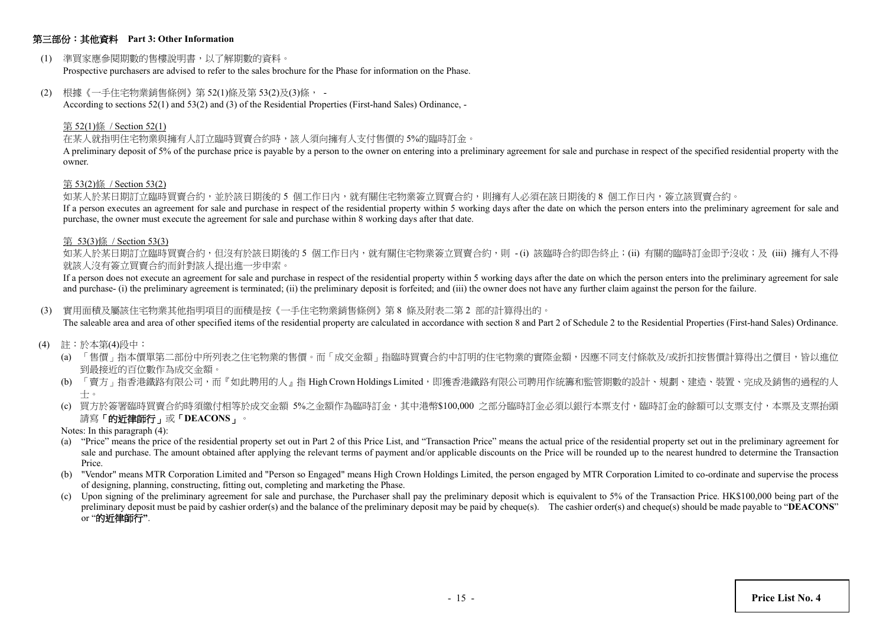## 第三部份：其他資料 Part 3: Other Information

(1) 準買家應參閱期數的售樓說明書，以了解期數的資料。
Prospective purchasers are advised to refer to the sales brochure for the Phase for information on the Phase.

(2) 根據《一手住宅物業銷售條例》第 52(1)條及第 53(2)及(3)條， -
According to sections 52(1) and 53(2) and (3) of the Residential Properties (First-hand Sales) Ordinance, -

第 52(1)條 / Section 52(1)

在某人就指明住宅物業與擁有人訂立臨時買賣合約時，該人須向擁有人支付售價的 5%的臨時訂金。
A preliminary deposit of 5% of the purchase price is payable by a person to the owner on entering into a preliminary agreement for sale and purchase in respect of the specified residential property with the owner.

第 53(2)條 / Section 53(2)

如某人於某日期訂立臨時買賣合約，並於該日期後的 5 個工作日內，就有關住宅物業簽立買賣合約，則擁有人必須在該日期後的 8 個工作日內，簽立該買賣合約。
If a person executes an agreement for sale and purchase in respect of the residential property within 5 working days after the date on which the person enters into the preliminary agreement for sale and purchase, the owner must execute the agreement for sale and purchase within 8 working days after that date.

第 53(3)條 / Section 53(3)

如某人於某日期訂立臨時買賣合約，但沒有於該日期後的 5 個工作日內，就有關住宅物業簽立買賣合約，則 - (i) 該臨時合約即告終止；(ii) 有關的臨時訂金即予沒收；及 (iii) 擁有人不得就該人沒有簽立買賣合約而針對該人提出進一步申索。
If a person does not execute an agreement for sale and purchase in respect of the residential property within 5 working days after the date on which the person enters into the preliminary agreement for sale and purchase- (i) the preliminary agreement is terminated; (ii) the preliminary deposit is forfeited; and (iii) the owner does not have any further claim against the person for the failure.

(3) 實用面積及屬該住宅物業其他指明項目的面積是按《一手住宅物業銷售條例》第 8 條及附表二第 2 部的計算得出的。
The saleable area and area of other specified items of the residential property are calculated in accordance with section 8 and Part 2 of Schedule 2 to the Residential Properties (First-hand Sales) Ordinance.

(4) 註：於本第(4)段中：

(a) 「售價」指本價單第二部份中所列表之住宅物業的售價。而「成交金額」指臨時買賣合約中訂明的住宅物業的實際金額，因應不同支付條款及/或折扣按售價計算得出之價目，皆以進位到最接近的百位數作為成交金額。

(b) 「賣方」指香港鐵路有限公司，而『如此聘用的人』指 High Crown Holdings Limited，即獲香港鐵路有限公司聘用作統籌和監管期數的設計、規劃、建造、裝置、完成及銷售的過程的人士。

(c) 買方於簽署臨時買賣合約時須繳付相等於成交金額 5%之金額作為臨時訂金，其中港幣$100,000 之部分臨時訂金必須以銀行本票支付，臨時訂金的餘額可以支票支付，本票及支票抬頭請寫**「的近律師行」**或**「DEACONS」**。

Notes: In this paragraph (4):

(a) "Price" means the price of the residential property set out in Part 2 of this Price List, and "Transaction Price" means the actual price of the residential property set out in the preliminary agreement for sale and purchase. The amount obtained after applying the relevant terms of payment and/or applicable discounts on the Price will be rounded up to the nearest hundred to determine the Transaction Price.

(b) "Vendor" means MTR Corporation Limited and "Person so Engaged" means High Crown Holdings Limited, the person engaged by MTR Corporation Limited to co-ordinate and supervise the process of designing, planning, constructing, fitting out, completing and marketing the Phase.

(c) Upon signing of the preliminary agreement for sale and purchase, the Purchaser shall pay the preliminary deposit which is equivalent to 5% of the Transaction Price. HK$100,000 being part of the preliminary deposit must be paid by cashier order(s) and the balance of the preliminary deposit may be paid by cheque(s). The cashier order(s) and cheque(s) should be made payable to "**DEACONS**" or "**的近律師行**".

**Price List No. 4**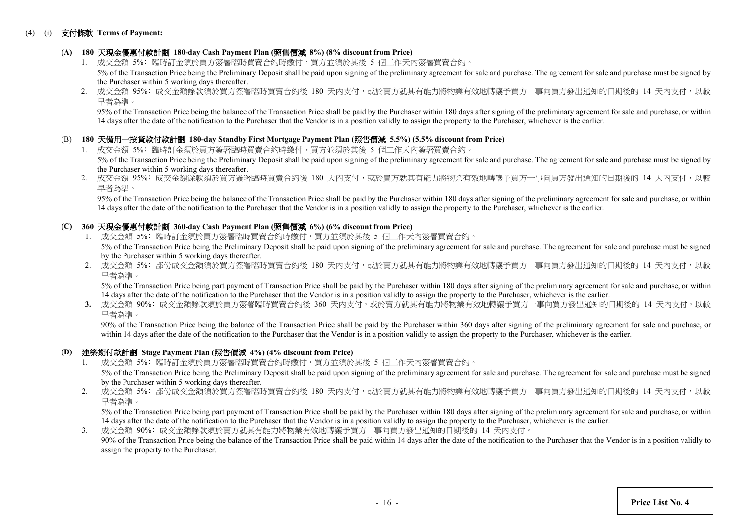(4) (i) **支付條款 Terms of Payment:**

**(A) 180 天現金優惠付款計劃 180-day Cash Payment Plan (照售價減 8%) (8% discount from Price)**

1. 成交金額 5%: 臨時訂金須於買方簽署臨時買賣合約時繳付，買方並須於其後 5 個工作天內簽署買賣合約。

   5% of the Transaction Price being the Preliminary Deposit shall be paid upon signing of the preliminary agreement for sale and purchase. The agreement for sale and purchase must be signed by the Purchaser within 5 working days thereafter.

2. 成交金額 95%: 成交金額餘款須於買方簽署臨時買賣合約後 180 天內支付，或於賣方就其有能力將物業有效地轉讓予買方一事向買方發出通知的日期後的 14 天內支付，以較早者為準。

   95% of the Transaction Price being the balance of the Transaction Price shall be paid by the Purchaser within 180 days after signing of the preliminary agreement for sale and purchase, or within 14 days after the date of the notification to the Purchaser that the Vendor is in a position validly to assign the property to the Purchaser, whichever is the earlier.

**(B) 180 天備用一按貸款付款計劃 180-day Standby First Mortgage Payment Plan (照售價減 5.5%) (5.5% discount from Price)**

1. 成交金額 5%: 臨時訂金須於買方簽署臨時買賣合約時繳付，買方並須於其後 5 個工作天內簽署買賣合約。

   5% of the Transaction Price being the Preliminary Deposit shall be paid upon signing of the preliminary agreement for sale and purchase. The agreement for sale and purchase must be signed by the Purchaser within 5 working days thereafter.

2. 成交金額 95%: 成交金額餘款須於買方簽署臨時買賣合約後 180 天內支付，或於賣方就其有能力將物業有效地轉讓予買方一事向買方發出通知的日期後的 14 天內支付，以較早者為準。

   95% of the Transaction Price being the balance of the Transaction Price shall be paid by the Purchaser within 180 days after signing of the preliminary agreement for sale and purchase, or within 14 days after the date of the notification to the Purchaser that the Vendor is in a position validly to assign the property to the Purchaser, whichever is the earlier.

**(C) 360 天現金優惠付款計劃 360-day Cash Payment Plan (照售價減 6%) (6% discount from Price)**

1. 成交金額 5%: 臨時訂金須於買方簽署臨時買賣合約時繳付，買方並須於其後 5 個工作天內簽署買賣合約。

   5% of the Transaction Price being the Preliminary Deposit shall be paid upon signing of the preliminary agreement for sale and purchase. The agreement for sale and purchase must be signed by the Purchaser within 5 working days thereafter.

2. 成交金額 5%: 部份成交金額須於買方簽署臨時買賣合約後 180 天內支付，或於賣方就其有能力將物業有效地轉讓予買方一事向買方發出通知的日期後的 14 天內支付，以較早者為準。

   5% of the Transaction Price being part payment of Transaction Price shall be paid by the Purchaser within 180 days after signing of the preliminary agreement for sale and purchase, or within 14 days after the date of the notification to the Purchaser that the Vendor is in a position validly to assign the property to the Purchaser, whichever is the earlier.

3. 成交金額 90%: 成交金額餘款須於買方簽署臨時買賣合約後 360 天內支付，或於賣方就其有能力將物業有效地轉讓予買方一事向買方發出通知的日期後的 14 天內支付，以較早者為準。

   90% of the Transaction Price being the balance of the Transaction Price shall be paid by the Purchaser within 360 days after signing of the preliminary agreement for sale and purchase, or within 14 days after the date of the notification to the Purchaser that the Vendor is in a position validly to assign the property to the Purchaser, whichever is the earlier.

**(D) 建築期付款計劃 Stage Payment Plan (照售價減 4%) (4% discount from Price)**

1. 成交金額 5%: 臨時訂金須於買方簽署臨時買賣合約時繳付，買方並須於其後 5 個工作天內簽署買賣合約。

   5% of the Transaction Price being the Preliminary Deposit shall be paid upon signing of the preliminary agreement for sale and purchase. The agreement for sale and purchase must be signed by the Purchaser within 5 working days thereafter.

2. 成交金額 5%: 部份成交金額須於買方簽署臨時買賣合約後 180 天內支付，或於賣方就其有能力將物業有效地轉讓予買方一事向買方發出通知的日期後的 14 天內支付，以較早者為準。

   5% of the Transaction Price being part payment of Transaction Price shall be paid by the Purchaser within 180 days after signing of the preliminary agreement for sale and purchase, or within 14 days after the date of the notification to the Purchaser that the Vendor is in a position validly to assign the property to the Purchaser, whichever is the earlier.

3. 成交金額 90%: 成交金額餘款須於賣方就其有能力將物業有效地轉讓予買方一事向買方發出通知的日期後的 14 天內支付。

   90% of the Transaction Price being the balance of the Transaction Price shall be paid within 14 days after the date of the notification to the Purchaser that the Vendor is in a position validly to assign the property to the Purchaser.

**Price List No. 4**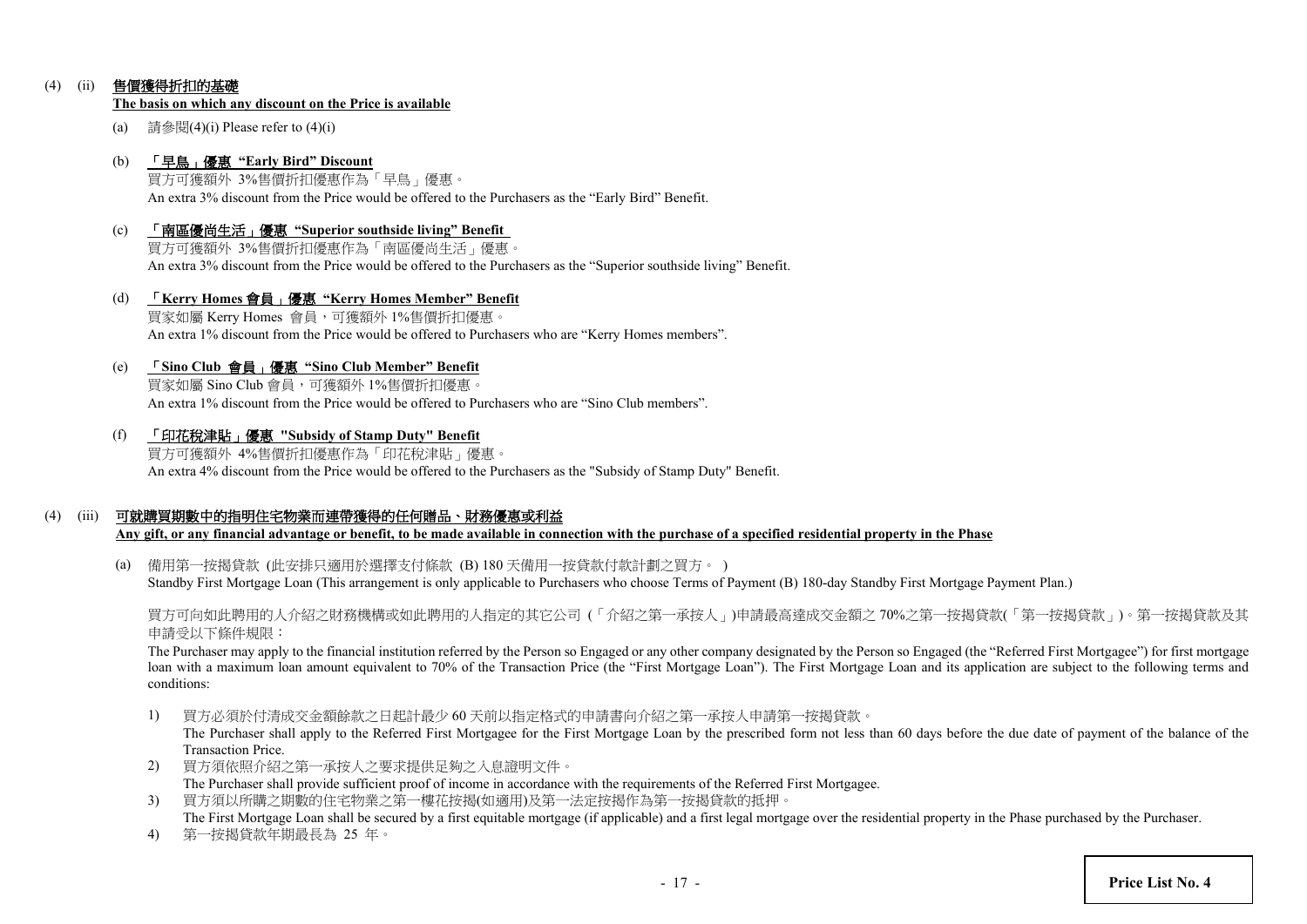(4) (ii) **<u>售價獲得折扣的基礎</u>**
**<u>The basis on which any discount on the Price is available</u>**

(a) 請參閱(4)(i) Please refer to (4)(i)

(b) **<u>「早鳥」優惠 “Early Bird” Discount</u>**
買方可獲額外 3%售價折扣優惠作為「早鳥」優惠。
An extra 3% discount from the Price would be offered to the Purchasers as the “Early Bird” Benefit.

(c) **<u>「南區優尚生活」優惠 “Superior southside living” Benefit</u>**
買方可獲額外 3%售價折扣優惠作為「南區優尚生活」優惠。
An extra 3% discount from the Price would be offered to the Purchasers as the “Superior southside living” Benefit.

(d) **<u>「Kerry Homes 會員」優惠 “Kerry Homes Member” Benefit</u>**
買家如屬 Kerry Homes 會員，可獲額外 1%售價折扣優惠。
An extra 1% discount from the Price would be offered to Purchasers who are “Kerry Homes members”.

(e) **<u>「Sino Club 會員」優惠 “Sino Club Member” Benefit</u>**
買家如屬 Sino Club 會員，可獲額外 1%售價折扣優惠。
An extra 1% discount from the Price would be offered to Purchasers who are “Sino Club members”.

(f) **<u>「印花稅津貼」優惠 "Subsidy of Stamp Duty" Benefit</u>**
買方可獲額外 4%售價折扣優惠作為「印花稅津貼」優惠。
An extra 4% discount from the Price would be offered to the Purchasers as the "Subsidy of Stamp Duty" Benefit.

(4) (iii) **<u>可就購買期數中的指明住宅物業而連帶獲得的任何贈品、財務優惠或利益</u>**
**<u>Any gift, or any financial advantage or benefit, to be made available in connection with the purchase of a specified residential property in the Phase</u>**

(a) 備用第一按揭貸款 (此安排只適用於選擇支付條款 (B) 180 天備用一按貸款付款計劃之買方。)
Standby First Mortgage Loan (This arrangement is only applicable to Purchasers who choose Terms of Payment (B) 180-day Standby First Mortgage Payment Plan.)

買方可向如此聘用的人介紹之財務機構或如此聘用的人指定的其它公司 (「介紹之第一承按人」)申請最高達成交金額之 70%之第一按揭貸款(「第一按揭貸款」)。第一按揭貸款及其申請受以下條件規限：
The Purchaser may apply to the financial institution referred by the Person so Engaged or any other company designated by the Person so Engaged (the “Referred First Mortgagee”) for first mortgage loan with a maximum loan amount equivalent to 70% of the Transaction Price (the “First Mortgage Loan”). The First Mortgage Loan and its application are subject to the following terms and conditions:

1) 買方必須於付清成交金額餘款之日起計最少 60 天前以指定格式的申請書向介紹之第一承按人申請第一按揭貸款。
The Purchaser shall apply to the Referred First Mortgagee for the First Mortgage Loan by the prescribed form not less than 60 days before the due date of payment of the balance of the Transaction Price.
2) 買方須依照介紹之第一承按人之要求提供足夠之入息證明文件。
The Purchaser shall provide sufficient proof of income in accordance with the requirements of the Referred First Mortgagee.
3) 買方須以所購之期數的住宅物業之第一樓花按揭(如適用)及第一法定按揭作為第一按揭貸款的抵押。
The First Mortgage Loan shall be secured by a first equitable mortgage (if applicable) and a first legal mortgage over the residential property in the Phase purchased by the Purchaser.
4) 第一按揭貸款年期最長為 25 年。

**Price List No. 4**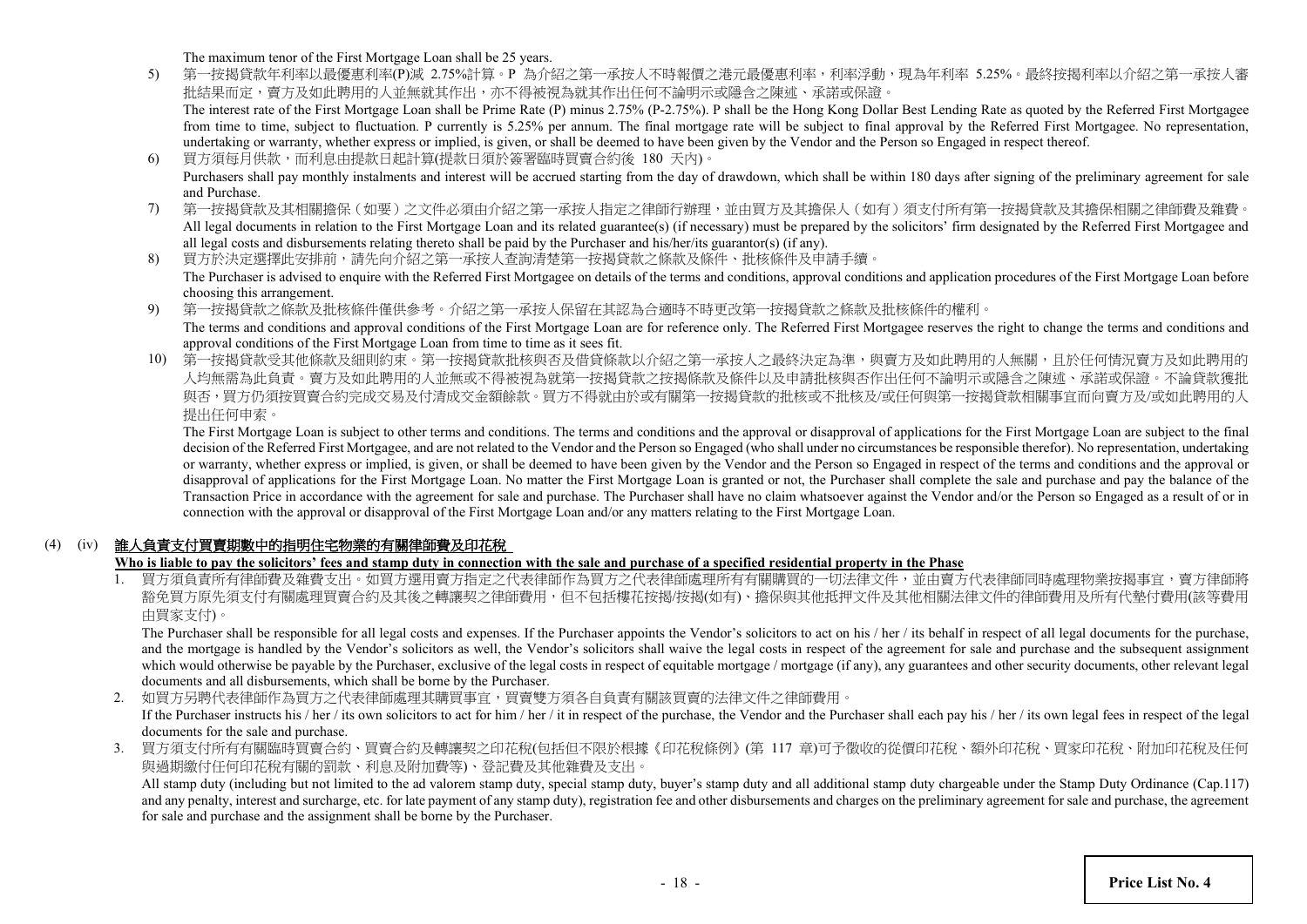The maximum tenor of the First Mortgage Loan shall be 25 years.

5) 第一按揭貸款年利率以最優惠利率(P)減 2.75%計算。P 為介紹之第一承按人不時報價之港元最優惠利率，利率浮動，現為年利率 5.25%。最終按揭利率以介紹之第一承按人審批結果而定，賣方及如此聘用的人並無就其作出，亦不得被視為就其作出任何不論明示或隱含之陳述、承諾或保證。
   The interest rate of the First Mortgage Loan shall be Prime Rate (P) minus 2.75% (P-2.75%). P shall be the Hong Kong Dollar Best Lending Rate as quoted by the Referred First Mortgagee from time to time, subject to fluctuation. P currently is 5.25% per annum. The final mortgage rate will be subject to final approval by the Referred First Mortgagee. No representation, undertaking or warranty, whether express or implied, is given, or shall be deemed to have been given by the Vendor and the Person so Engaged in respect thereof.

6) 買方須每月供款，而利息由提款日起計算(提款日須於簽署臨時買賣合約後 180 天內)。
   Purchasers shall pay monthly instalments and interest will be accrued starting from the day of drawdown, which shall be within 180 days after signing of the preliminary agreement for sale and Purchase.

7) 第一按揭貸款及其相關擔保（如要）之文件必須由介紹之第一承按人指定之律師行辦理，並由買方及其擔保人（如有）須支付所有第一按揭貸款及其擔保相關之律師費及雜費。
   All legal documents in relation to the First Mortgage Loan and its related guarantee(s) (if necessary) must be prepared by the solicitors' firm designated by the Referred First Mortgagee and all legal costs and disbursements relating thereto shall be paid by the Purchaser and his/her/its guarantor(s) (if any).

8) 買方於決定選擇此安排前，請先向介紹之第一承按人查詢清楚第一按揭貸款之條款及條件、批核條件及申請手續。
   The Purchaser is advised to enquire with the Referred First Mortgagee on details of the terms and conditions, approval conditions and application procedures of the First Mortgage Loan before choosing this arrangement.

9) 第一按揭貸款之條款及批核條件僅供參考。介紹之第一承按人保留在其認為合適時不時更改第一按揭貸款之條款及批核條件的權利。
   The terms and conditions and approval conditions of the First Mortgage Loan are for reference only. The Referred First Mortgagee reserves the right to change the terms and conditions and approval conditions of the First Mortgage Loan from time to time as it sees fit.

10) 第一按揭貸款受其他條款及細則約束。第一按揭貸款批核與否及借貸條款以介紹之第一承按人之最終決定為準，與賣方及如此聘用的人無關，且於任何情況賣方及如此聘用的人均無需為此負責。賣方及如此聘用的人並無或不得被視為就第一按揭貸款之按揭條款及條件以及申請批核與否作出任何不論明示或隱含之陳述、承諾或保證。不論貸款獲批與否，買方仍須按買賣合約完成交易及付清成交金額餘款。買方不得就由於或有關第一按揭貸款的批核或不批核及/或任何與第一按揭貸款相關事宜而向賣方及/或如此聘用的人提出任何申索。
    The First Mortgage Loan is subject to other terms and conditions. The terms and conditions and the approval or disapproval of applications for the First Mortgage Loan are subject to the final decision of the Referred First Mortgagee, and are not related to the Vendor and the Person so Engaged (who shall under no circumstances be responsible therefor). No representation, undertaking or warranty, whether express or implied, is given, or shall be deemed to have been given by the Vendor and the Person so Engaged in respect of the terms and conditions and the approval or disapproval of applications for the First Mortgage Loan. No matter the First Mortgage Loan is granted or not, the Purchaser shall complete the sale and purchase and pay the balance of the Transaction Price in accordance with the agreement for sale and purchase. The Purchaser shall have no claim whatsoever against the Vendor and/or the Person so Engaged as a result of or in connection with the approval or disapproval of the First Mortgage Loan and/or any matters relating to the First Mortgage Loan.

## (4) (iv) 誰人負責支付買賣期數中的指明住宅物業的有關律師費及印花稅

**Who is liable to pay the solicitors' fees and stamp duty in connection with the sale and purchase of a specified residential property in the Phase**

1. 買方須負責所有律師費及雜費支出。如買方選用賣方指定之代表律師作為買方之代表律師處理所有有關購買的一切法律文件，並由賣方代表律師同時處理物業按揭事宜，賣方律師將豁免買方原先須支付有關處理買賣合約及其後之轉讓契之律師費用，但不包括樓花按揭/按揭(如有)、擔保與其他抵押文件及其他相關法律文件的律師費用及所有代墊付費用(該等費用由買家支付)。
   The Purchaser shall be responsible for all legal costs and expenses. If the Purchaser appoints the Vendor's solicitors to act on his / her / its behalf in respect of all legal documents for the purchase, and the mortgage is handled by the Vendor's solicitors as well, the Vendor's solicitors shall waive the legal costs in respect of the agreement for sale and purchase and the subsequent assignment which would otherwise be payable by the Purchaser, exclusive of the legal costs in respect of equitable mortgage / mortgage (if any), any guarantees and other security documents, other relevant legal documents and all disbursements, which shall be borne by the Purchaser.
2. 如買方另聘代表律師作為買方之代表律師處理其購買事宜，買賣雙方須各自負責有關該買賣的法律文件之律師費用。
   If the Purchaser instructs his / her / its own solicitors to act for him / her / it in respect of the purchase, the Vendor and the Purchaser shall each pay his / her / its own legal fees in respect of the legal documents for the sale and purchase.
3. 買方須支付所有有關臨時買賣合約、買賣合約及轉讓契之印花稅(包括但不限於根據《印花稅條例》(第 117 章)可予徵收的從價印花稅、額外印花稅、買家印花稅、附加印花稅及任何與過期繳付任何印花稅有關的罰款、利息及附加費等)、登記費及其他雜費及支出。
   All stamp duty (including but not limited to the ad valorem stamp duty, special stamp duty, buyer's stamp duty and all additional stamp duty chargeable under the Stamp Duty Ordinance (Cap.117) and any penalty, interest and surcharge, etc. for late payment of any stamp duty), registration fee and other disbursements and charges on the preliminary agreement for sale and purchase, the agreement for sale and purchase and the assignment shall be borne by the Purchaser.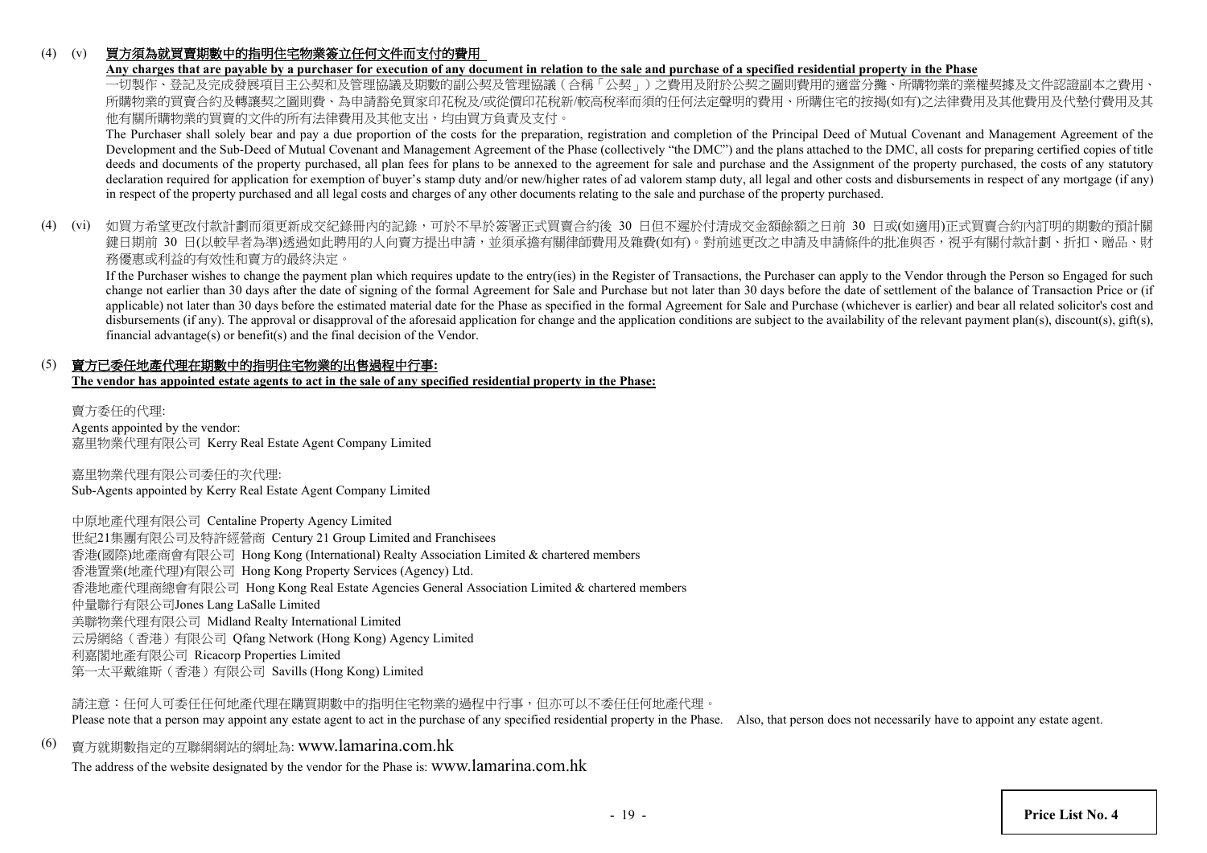(4) (v) **買方須為就買賣期數中的指明住宅物業簽立任何文件而支付的費用**

**Any charges that are payable by a purchaser for execution of any document in relation to the sale and purchase of a specified residential property in the Phase**

一切製作、登記及完成發展項目主公契和及管理協議及期數的副公契及管理協議（合稱「公契」）之費用及附於公契之圖則費用的適當分攤、所購物業的業權契據及文件認證副本之費用、所購物業的買賣合約及轉讓契之圖則費、為申請豁免買家印花稅及/或從價印花稅新/較高稅率而須的任何法定聲明的費用、所購住宅的按揭(如有)之法律費用及其他費用及代墊付費用及其他有關所購物業的買賣的文件的所有法律費用及其他支出，均由買方負責及支付。

The Purchaser shall solely bear and pay a due proportion of the costs for the preparation, registration and completion of the Principal Deed of Mutual Covenant and Management Agreement of the Development and the Sub-Deed of Mutual Covenant and Management Agreement of the Phase (collectively "the DMC") and the plans attached to the DMC, all costs for preparing certified copies of title deeds and documents of the property purchased, all plan fees for plans to be annexed to the agreement for sale and purchase and the Assignment of the property purchased, the costs of any statutory declaration required for application for exemption of buyer's stamp duty and/or new/higher rates of ad valorem stamp duty, all legal and other costs and disbursements in respect of any mortgage (if any) in respect of the property purchased and all legal costs and charges of any other documents relating to the sale and purchase of the property purchased.

(4) (vi) 如買方希望更改付款計劃而須更新成交紀錄冊內的記錄，可於不早於簽署正式買賣合約後 30 日但不遲於付清成交金額餘額之日前 30 日或(如適用)正式買賣合約內訂明的期數的預計關鍵日期前 30 日(以較早者為準)透過如此聘用的人向賣方提出申請，並須承擔有關律師費用及雜費(如有)。對前述更改之申請及申請條件的批准與否，視乎有關付款計劃、折扣、贈品、財務優惠或利益的有效性和賣方的最終決定。

If the Purchaser wishes to change the payment plan which requires update to the entry(ies) in the Register of Transactions, the Purchaser can apply to the Vendor through the Person so Engaged for such change not earlier than 30 days after the date of signing of the formal Agreement for Sale and Purchase but not later than 30 days before the date of settlement of the balance of Transaction Price or (if applicable) not later than 30 days before the estimated material date for the Phase as specified in the formal Agreement for Sale and Purchase (whichever is earlier) and bear all related solicitor's cost and disbursements (if any). The approval or disapproval of the aforesaid application for change and the application conditions are subject to the availability of the relevant payment plan(s), discount(s), gift(s), financial advantage(s) or benefit(s) and the final decision of the Vendor.

(5) **賣方已委任地產代理在期數中的指明住宅物業的出售過程中行事:**

**The vendor has appointed estate agents to act in the sale of any specified residential property in the Phase:**

賣方委任的代理:
Agents appointed by the vendor:
嘉里物業代理有限公司 Kerry Real Estate Agent Company Limited

嘉里物業代理有限公司委任的次代理:
Sub-Agents appointed by Kerry Real Estate Agent Company Limited

中原地產代理有限公司 Centaline Property Agency Limited
世紀21集團有限公司及特許經營商 Century 21 Group Limited and Franchisees
香港(國際)地產商會有限公司 Hong Kong (International) Realty Association Limited & chartered members
香港置業(地產代理)有限公司 Hong Kong Property Services (Agency) Ltd.
香港地產代理商總會有限公司 Hong Kong Real Estate Agencies General Association Limited & chartered members
仲量聯行有限公司Jones Lang LaSalle Limited
美聯物業代理有限公司 Midland Realty International Limited
云房網絡（香港）有限公司 Qfang Network (Hong Kong) Agency Limited
利嘉閣地產有限公司 Ricacorp Properties Limited
第一太平戴維斯（香港）有限公司 Savills (Hong Kong) Limited

請注意：任何人可委任任何地產代理在購買期數中的指明住宅物業的過程中行事，但亦可以不委任任何地產代理。
Please note that a person may appoint any estate agent to act in the purchase of any specified residential property in the Phase. Also, that person does not necessarily have to appoint any estate agent.

(6) 賣方就期數指定的互聯網網站的網址為: www.lamarina.com.hk

The address of the website designated by the vendor for the Phase is: www.lamarina.com.hk

**Price List No. 4**